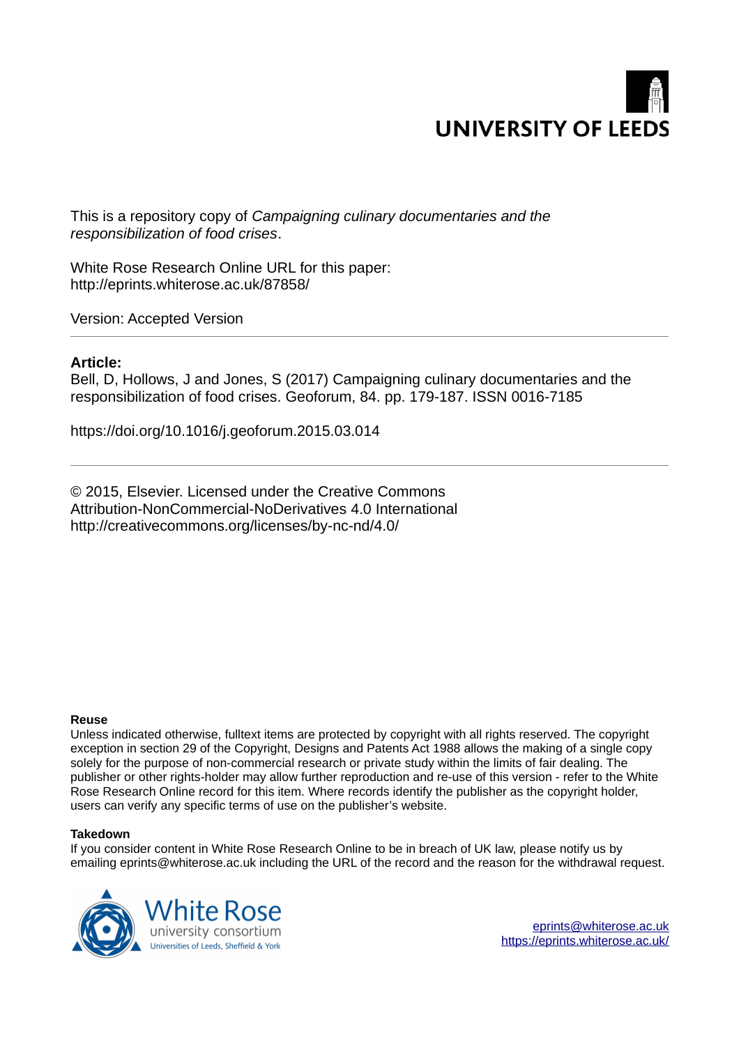This is a repository copy of *Campaigning culinary documentaries and the responsibilization of food crises*.

White Rose Research Online URL for this paper:
http://eprints.whiterose.ac.uk/87858/

Version: Accepted Version

---

**Article:**

Bell, D, Hollows, J and Jones, S (2017) Campaigning culinary documentaries and the responsibilization of food crises. Geoforum, 84. pp. 179-187. ISSN 0016-7185

https://doi.org/10.1016/j.geoforum.2015.03.014

---

© 2015, Elsevier. Licensed under the Creative Commons Attribution-NonCommercial-NoDerivatives 4.0 International
http://creativecommons.org/licenses/by-nc-nd/4.0/

**Reuse**

Unless indicated otherwise, fulltext items are protected by copyright with all rights reserved. The copyright exception in section 29 of the Copyright, Designs and Patents Act 1988 allows the making of a single copy solely for the purpose of non-commercial research or private study within the limits of fair dealing. The publisher or other rights-holder may allow further reproduction and re-use of this version - refer to the White Rose Research Online record for this item. Where records identify the publisher as the copyright holder, users can verify any specific terms of use on the publisher's website.

**Takedown**

If you consider content in White Rose Research Online to be in breach of UK law, please notify us by emailing eprints@whiterose.ac.uk including the URL of the record and the reason for the withdrawal request.

eprints@whiterose.ac.uk
https://eprints.whiterose.ac.uk/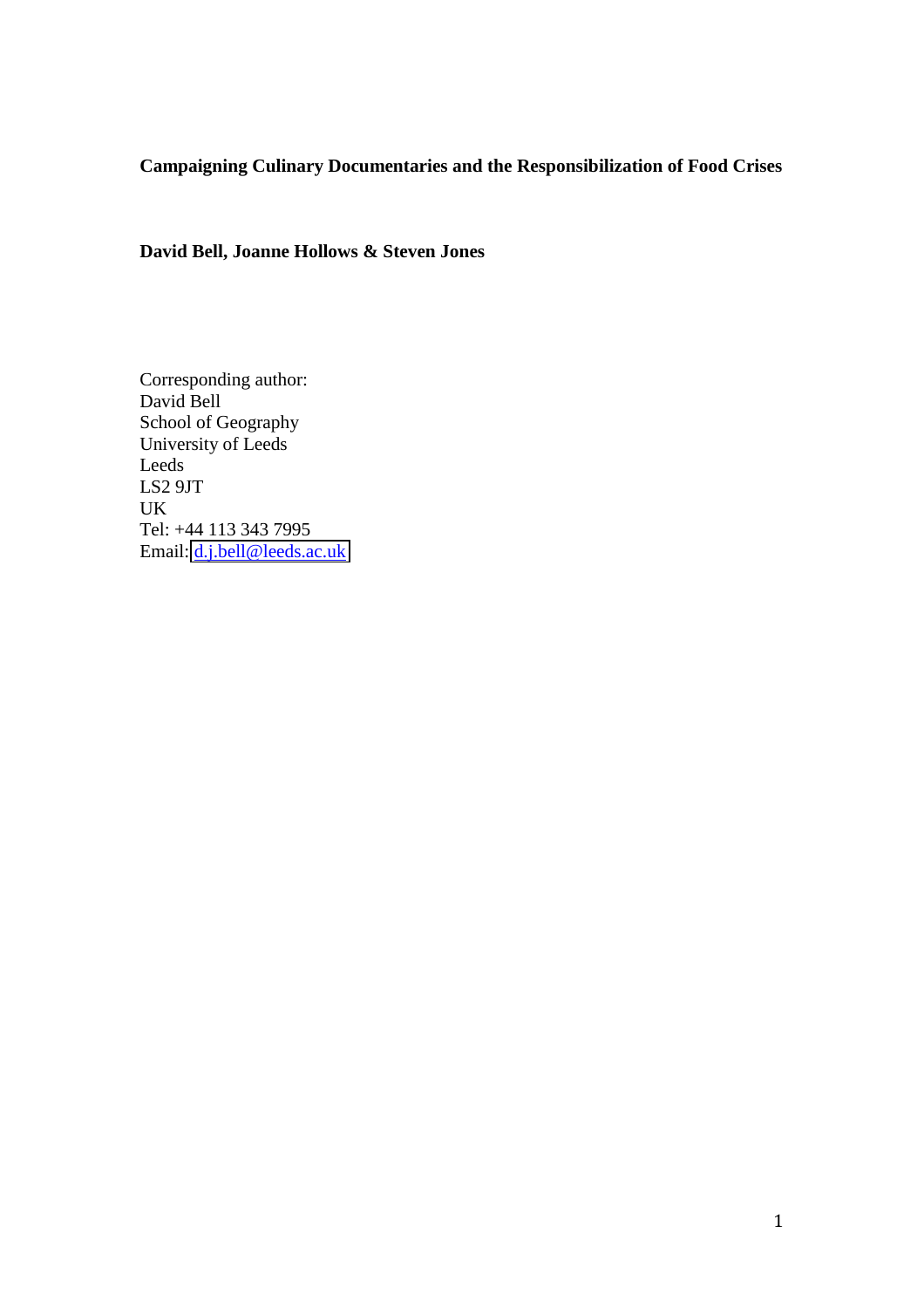**Campaigning Culinary Documentaries and the Responsibilization of Food Crises**

**David Bell, Joanne Hollows & Steven Jones**

Corresponding author:
David Bell
School of Geography
University of Leeds
Leeds
LS2 9JT
UK
Tel: +44 113 343 7995
Email: d.j.bell@leeds.ac.uk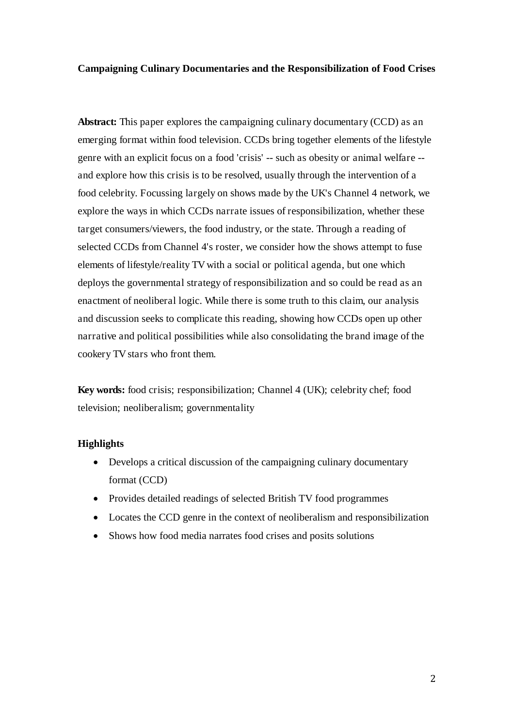**Campaigning Culinary Documentaries and the Responsibilization of Food Crises**

**Abstract:** This paper explores the campaigning culinary documentary (CCD) as an emerging format within food television. CCDs bring together elements of the lifestyle genre with an explicit focus on a food 'crisis' -- such as obesity or animal welfare -- and explore how this crisis is to be resolved, usually through the intervention of a food celebrity. Focussing largely on shows made by the UK's Channel 4 network, we explore the ways in which CCDs narrate issues of responsibilization, whether these target consumers/viewers, the food industry, or the state. Through a reading of selected CCDs from Channel 4's roster, we consider how the shows attempt to fuse elements of lifestyle/reality TV with a social or political agenda, but one which deploys the governmental strategy of responsibilization and so could be read as an enactment of neoliberal logic. While there is some truth to this claim, our analysis and discussion seeks to complicate this reading, showing how CCDs open up other narrative and political possibilities while also consolidating the brand image of the cookery TV stars who front them.

**Key words:** food crisis; responsibilization; Channel 4 (UK); celebrity chef; food television; neoliberalism; governmentality

**Highlights**

- Develops a critical discussion of the campaigning culinary documentary format (CCD)
- Provides detailed readings of selected British TV food programmes
- Locates the CCD genre in the context of neoliberalism and responsibilization
- Shows how food media narrates food crises and posits solutions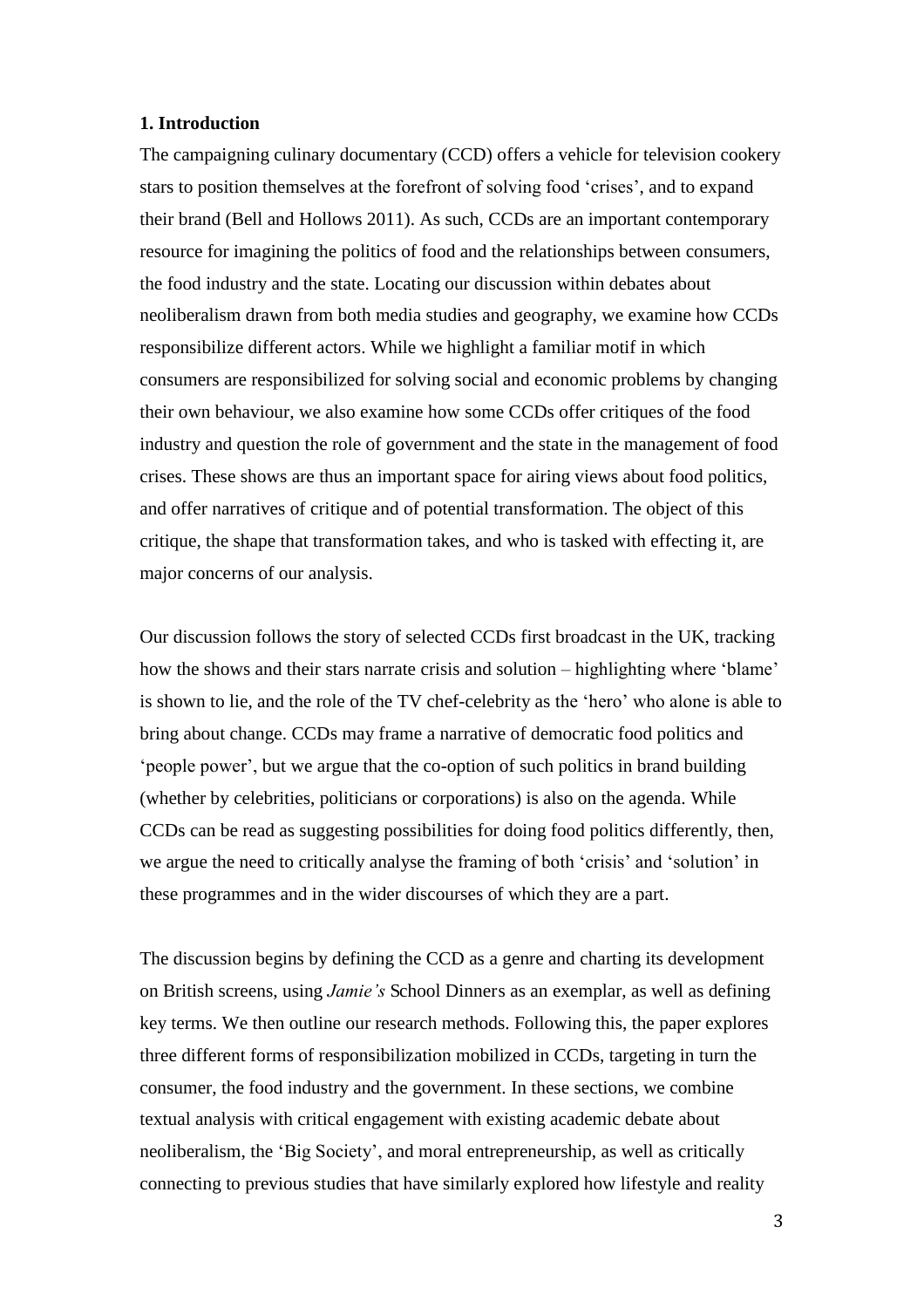**1. Introduction**

The campaigning culinary documentary (CCD) offers a vehicle for television cookery stars to position themselves at the forefront of solving food 'crises', and to expand their brand (Bell and Hollows 2011). As such, CCDs are an important contemporary resource for imagining the politics of food and the relationships between consumers, the food industry and the state. Locating our discussion within debates about neoliberalism drawn from both media studies and geography, we examine how CCDs responsibilize different actors. While we highlight a familiar motif in which consumers are responsibilized for solving social and economic problems by changing their own behaviour, we also examine how some CCDs offer critiques of the food industry and question the role of government and the state in the management of food crises. These shows are thus an important space for airing views about food politics, and offer narratives of critique and of potential transformation. The object of this critique, the shape that transformation takes, and who is tasked with effecting it, are major concerns of our analysis.

Our discussion follows the story of selected CCDs first broadcast in the UK, tracking how the shows and their stars narrate crisis and solution – highlighting where 'blame' is shown to lie, and the role of the TV chef-celebrity as the 'hero' who alone is able to bring about change. CCDs may frame a narrative of democratic food politics and 'people power', but we argue that the co-option of such politics in brand building (whether by celebrities, politicians or corporations) is also on the agenda. While CCDs can be read as suggesting possibilities for doing food politics differently, then, we argue the need to critically analyse the framing of both 'crisis' and 'solution' in these programmes and in the wider discourses of which they are a part.

The discussion begins by defining the CCD as a genre and charting its development on British screens, using *Jamie's* School Dinners as an exemplar, as well as defining key terms. We then outline our research methods. Following this, the paper explores three different forms of responsibilization mobilized in CCDs, targeting in turn the consumer, the food industry and the government. In these sections, we combine textual analysis with critical engagement with existing academic debate about neoliberalism, the 'Big Society', and moral entrepreneurship, as well as critically connecting to previous studies that have similarly explored how lifestyle and reality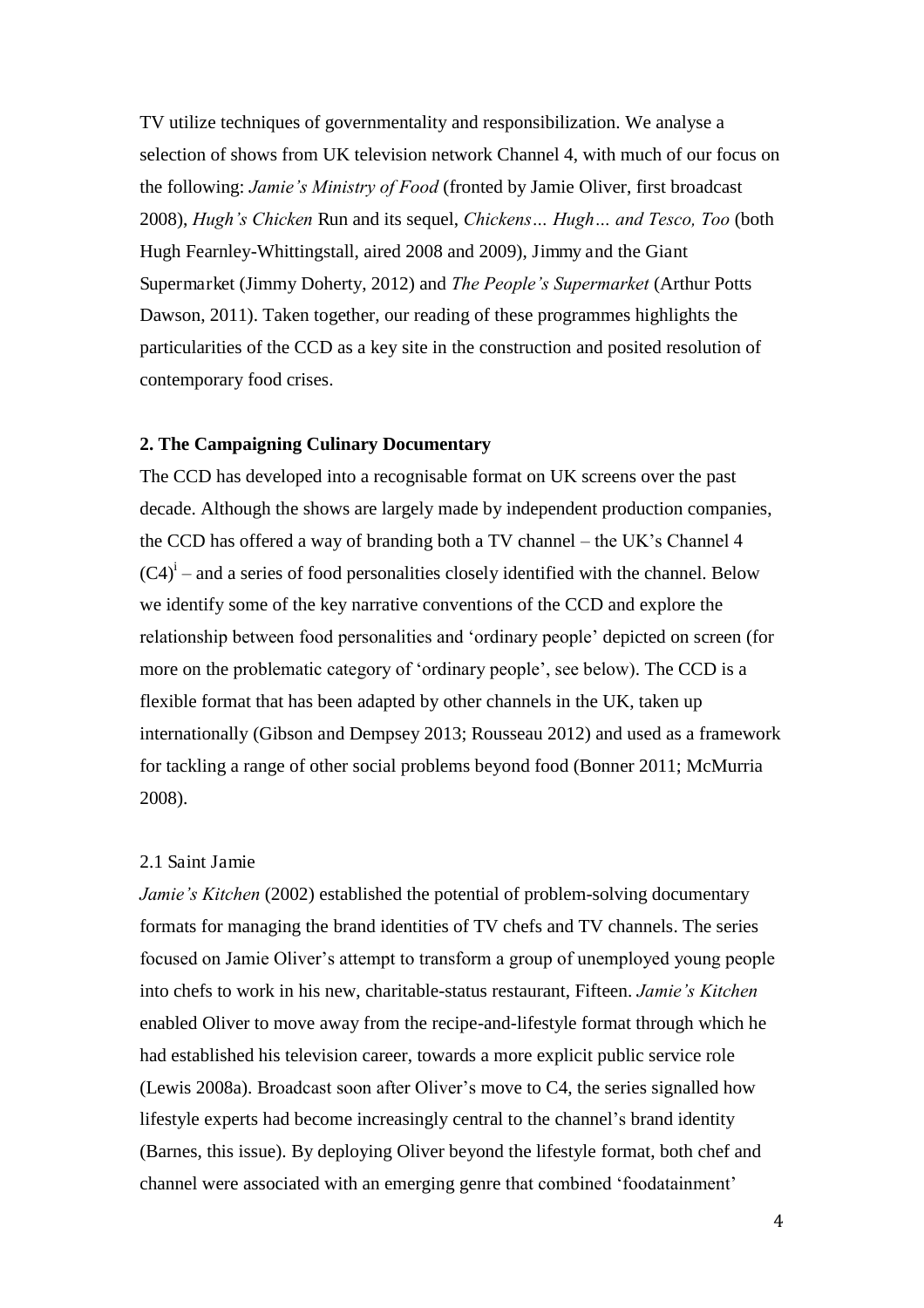TV utilize techniques of governmentality and responsibilization. We analyse a selection of shows from UK television network Channel 4, with much of our focus on the following: *Jamie's Ministry of Food* (fronted by Jamie Oliver, first broadcast 2008), *Hugh's Chicken* Run and its sequel, *Chickens… Hugh… and Tesco, Too* (both Hugh Fearnley-Whittingstall, aired 2008 and 2009), Jimmy and the Giant Supermarket (Jimmy Doherty, 2012) and *The People's Supermarket* (Arthur Potts Dawson, 2011). Taken together, our reading of these programmes highlights the particularities of the CCD as a key site in the construction and posited resolution of contemporary food crises.

## 2. The Campaigning Culinary Documentary

The CCD has developed into a recognisable format on UK screens over the past decade. Although the shows are largely made by independent production companies, the CCD has offered a way of branding both a TV channel – the UK's Channel 4 (C4)[i] – and a series of food personalities closely identified with the channel. Below we identify some of the key narrative conventions of the CCD and explore the relationship between food personalities and 'ordinary people' depicted on screen (for more on the problematic category of 'ordinary people', see below). The CCD is a flexible format that has been adapted by other channels in the UK, taken up internationally (Gibson and Dempsey 2013; Rousseau 2012) and used as a framework for tackling a range of other social problems beyond food (Bonner 2011; McMurria 2008).

### 2.1 Saint Jamie

*Jamie's Kitchen* (2002) established the potential of problem-solving documentary formats for managing the brand identities of TV chefs and TV channels. The series focused on Jamie Oliver's attempt to transform a group of unemployed young people into chefs to work in his new, charitable-status restaurant, Fifteen. *Jamie's Kitchen* enabled Oliver to move away from the recipe-and-lifestyle format through which he had established his television career, towards a more explicit public service role (Lewis 2008a). Broadcast soon after Oliver's move to C4, the series signalled how lifestyle experts had become increasingly central to the channel's brand identity (Barnes, this issue). By deploying Oliver beyond the lifestyle format, both chef and channel were associated with an emerging genre that combined 'foodatainment'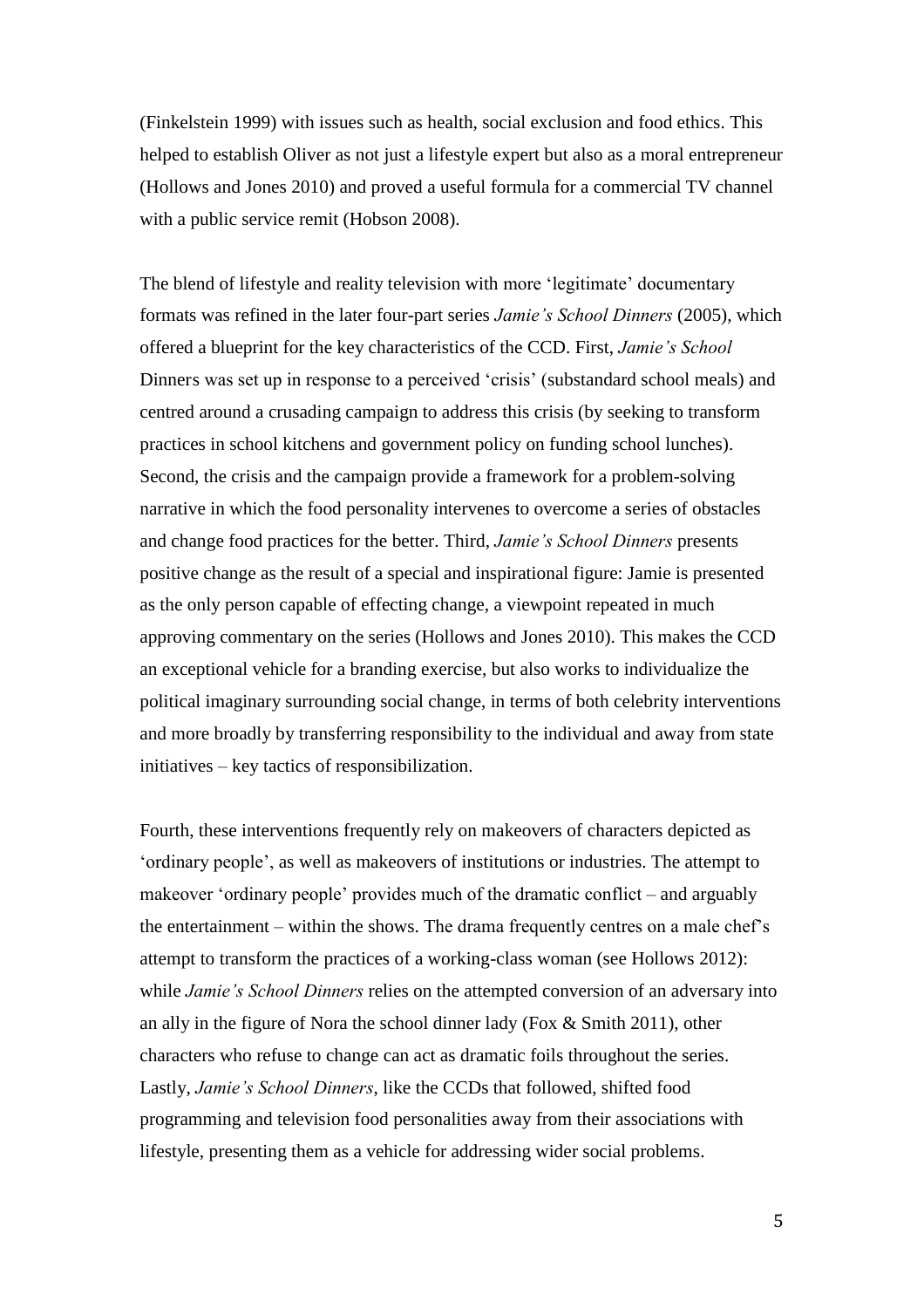(Finkelstein 1999) with issues such as health, social exclusion and food ethics. This helped to establish Oliver as not just a lifestyle expert but also as a moral entrepreneur (Hollows and Jones 2010) and proved a useful formula for a commercial TV channel with a public service remit (Hobson 2008).

The blend of lifestyle and reality television with more 'legitimate' documentary formats was refined in the later four-part series *Jamie's School Dinners* (2005), which offered a blueprint for the key characteristics of the CCD. First, *Jamie's School* Dinners was set up in response to a perceived 'crisis' (substandard school meals) and centred around a crusading campaign to address this crisis (by seeking to transform practices in school kitchens and government policy on funding school lunches). Second, the crisis and the campaign provide a framework for a problem-solving narrative in which the food personality intervenes to overcome a series of obstacles and change food practices for the better. Third, *Jamie's School Dinners* presents positive change as the result of a special and inspirational figure: Jamie is presented as the only person capable of effecting change, a viewpoint repeated in much approving commentary on the series (Hollows and Jones 2010). This makes the CCD an exceptional vehicle for a branding exercise, but also works to individualize the political imaginary surrounding social change, in terms of both celebrity interventions and more broadly by transferring responsibility to the individual and away from state initiatives – key tactics of responsibilization.

Fourth, these interventions frequently rely on makeovers of characters depicted as 'ordinary people', as well as makeovers of institutions or industries. The attempt to makeover 'ordinary people' provides much of the dramatic conflict – and arguably the entertainment – within the shows. The drama frequently centres on a male chef's attempt to transform the practices of a working-class woman (see Hollows 2012): while *Jamie's School Dinners* relies on the attempted conversion of an adversary into an ally in the figure of Nora the school dinner lady (Fox & Smith 2011), other characters who refuse to change can act as dramatic foils throughout the series. Lastly, *Jamie's School Dinners*, like the CCDs that followed, shifted food programming and television food personalities away from their associations with lifestyle, presenting them as a vehicle for addressing wider social problems.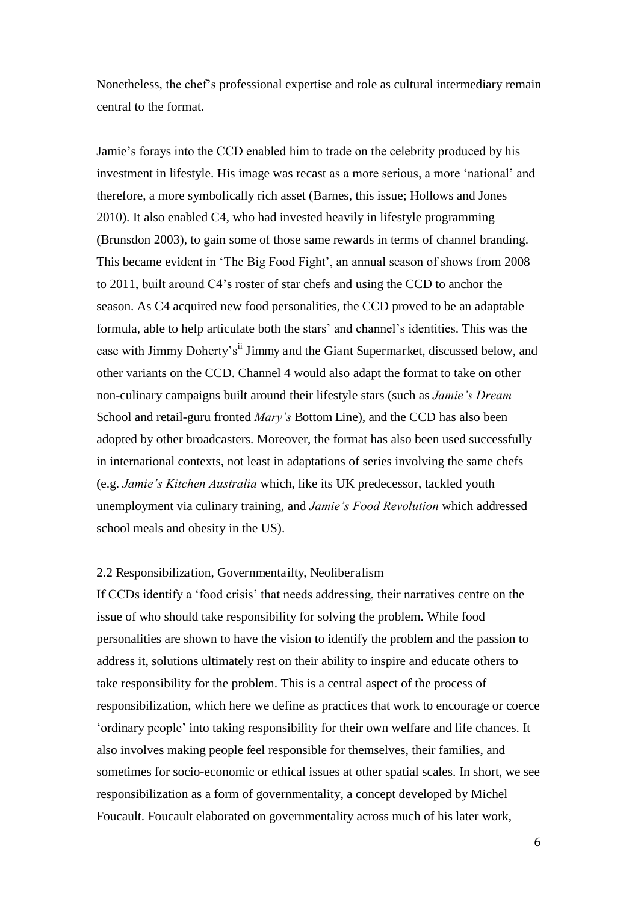Nonetheless, the chef's professional expertise and role as cultural intermediary remain central to the format.

Jamie's forays into the CCD enabled him to trade on the celebrity produced by his investment in lifestyle. His image was recast as a more serious, a more 'national' and therefore, a more symbolically rich asset (Barnes, this issue; Hollows and Jones 2010). It also enabled C4, who had invested heavily in lifestyle programming (Brunsdon 2003), to gain some of those same rewards in terms of channel branding. This became evident in 'The Big Food Fight', an annual season of shows from 2008 to 2011, built around C4's roster of star chefs and using the CCD to anchor the season. As C4 acquired new food personalities, the CCD proved to be an adaptable formula, able to help articulate both the stars' and channel's identities. This was the case with Jimmy Doherty's[ii] Jimmy and the Giant Supermarket, discussed below, and other variants on the CCD. Channel 4 would also adapt the format to take on other non-culinary campaigns built around their lifestyle stars (such as *Jamie's Dream* School and retail-guru fronted *Mary's* Bottom Line), and the CCD has also been adopted by other broadcasters. Moreover, the format has also been used successfully in international contexts, not least in adaptations of series involving the same chefs (e.g. *Jamie's Kitchen Australia* which, like its UK predecessor, tackled youth unemployment via culinary training, and *Jamie's Food Revolution* which addressed school meals and obesity in the US).

## 2.2 Responsibilization, Governmentailty, Neoliberalism

If CCDs identify a 'food crisis' that needs addressing, their narratives centre on the issue of who should take responsibility for solving the problem. While food personalities are shown to have the vision to identify the problem and the passion to address it, solutions ultimately rest on their ability to inspire and educate others to take responsibility for the problem. This is a central aspect of the process of responsibilization, which here we define as practices that work to encourage or coerce 'ordinary people' into taking responsibility for their own welfare and life chances. It also involves making people feel responsible for themselves, their families, and sometimes for socio-economic or ethical issues at other spatial scales. In short, we see responsibilization as a form of governmentality, a concept developed by Michel Foucault. Foucault elaborated on governmentality across much of his later work,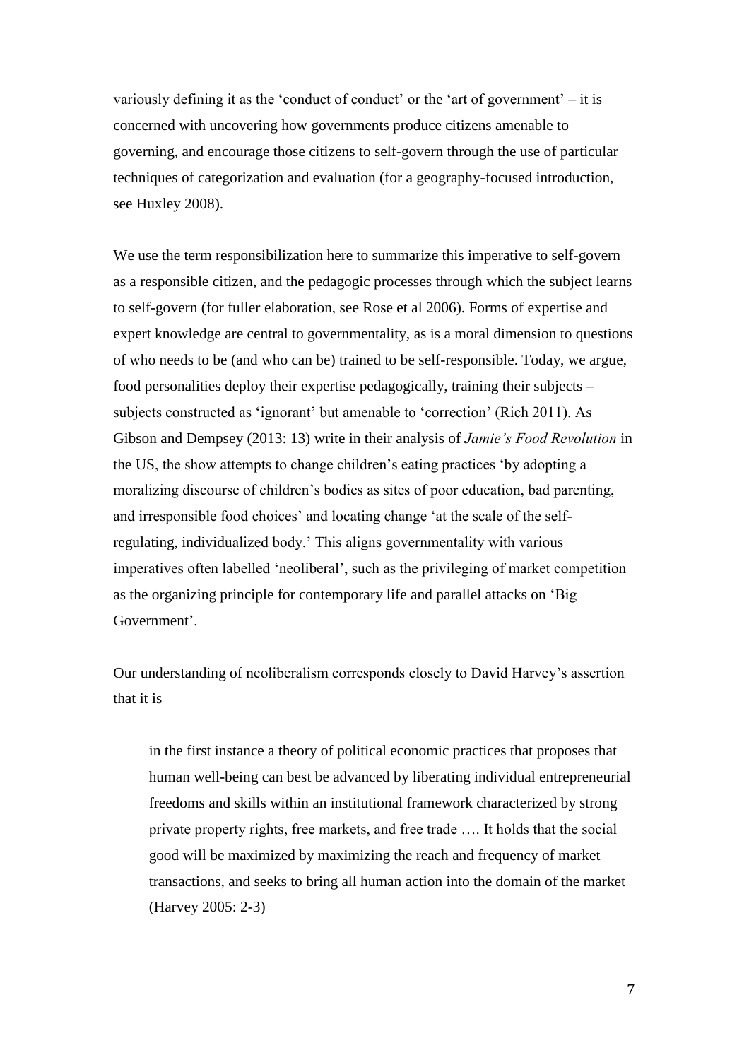variously defining it as the 'conduct of conduct' or the 'art of government' – it is concerned with uncovering how governments produce citizens amenable to governing, and encourage those citizens to self-govern through the use of particular techniques of categorization and evaluation (for a geography-focused introduction, see Huxley 2008).

We use the term responsibilization here to summarize this imperative to self-govern as a responsible citizen, and the pedagogic processes through which the subject learns to self-govern (for fuller elaboration, see Rose et al 2006). Forms of expertise and expert knowledge are central to governmentality, as is a moral dimension to questions of who needs to be (and who can be) trained to be self-responsible. Today, we argue, food personalities deploy their expertise pedagogically, training their subjects – subjects constructed as 'ignorant' but amenable to 'correction' (Rich 2011). As Gibson and Dempsey (2013: 13) write in their analysis of *Jamie's Food Revolution* in the US, the show attempts to change children's eating practices 'by adopting a moralizing discourse of children's bodies as sites of poor education, bad parenting, and irresponsible food choices' and locating change 'at the scale of the self-regulating, individualized body.' This aligns governmentality with various imperatives often labelled 'neoliberal', such as the privileging of market competition as the organizing principle for contemporary life and parallel attacks on 'Big Government'.

Our understanding of neoliberalism corresponds closely to David Harvey's assertion that it is

> in the first instance a theory of political economic practices that proposes that human well-being can best be advanced by liberating individual entrepreneurial freedoms and skills within an institutional framework characterized by strong private property rights, free markets, and free trade …. It holds that the social good will be maximized by maximizing the reach and frequency of market transactions, and seeks to bring all human action into the domain of the market (Harvey 2005: 2-3)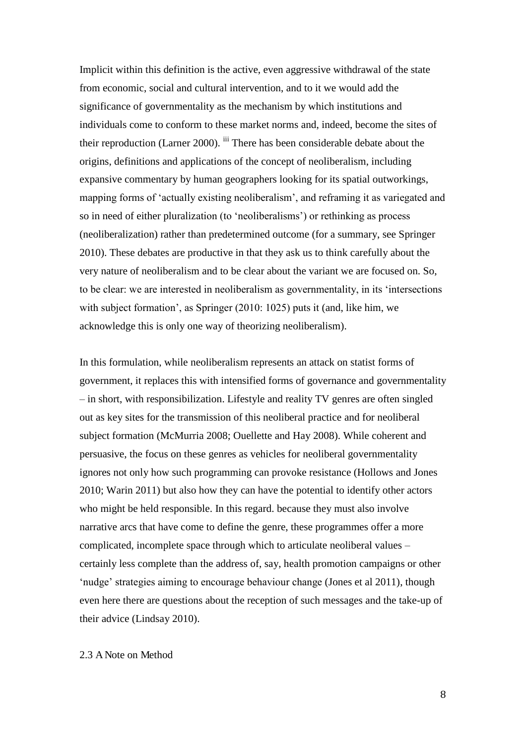Implicit within this definition is the active, even aggressive withdrawal of the state from economic, social and cultural intervention, and to it we would add the significance of governmentality as the mechanism by which institutions and individuals come to conform to these market norms and, indeed, become the sites of their reproduction (Larner 2000). [iii] There has been considerable debate about the origins, definitions and applications of the concept of neoliberalism, including expansive commentary by human geographers looking for its spatial outworkings, mapping forms of 'actually existing neoliberalism', and reframing it as variegated and so in need of either pluralization (to 'neoliberalisms') or rethinking as process (neoliberalization) rather than predetermined outcome (for a summary, see Springer 2010). These debates are productive in that they ask us to think carefully about the very nature of neoliberalism and to be clear about the variant we are focused on. So, to be clear: we are interested in neoliberalism as governmentality, in its 'intersections with subject formation', as Springer (2010: 1025) puts it (and, like him, we acknowledge this is only one way of theorizing neoliberalism).

In this formulation, while neoliberalism represents an attack on statist forms of government, it replaces this with intensified forms of governance and governmentality – in short, with responsibilization. Lifestyle and reality TV genres are often singled out as key sites for the transmission of this neoliberal practice and for neoliberal subject formation (McMurria 2008; Ouellette and Hay 2008). While coherent and persuasive, the focus on these genres as vehicles for neoliberal governmentality ignores not only how such programming can provoke resistance (Hollows and Jones 2010; Warin 2011) but also how they can have the potential to identify other actors who might be held responsible. In this regard. because they must also involve narrative arcs that have come to define the genre, these programmes offer a more complicated, incomplete space through which to articulate neoliberal values – certainly less complete than the address of, say, health promotion campaigns or other 'nudge' strategies aiming to encourage behaviour change (Jones et al 2011), though even here there are questions about the reception of such messages and the take-up of their advice (Lindsay 2010).

### 2.3 A Note on Method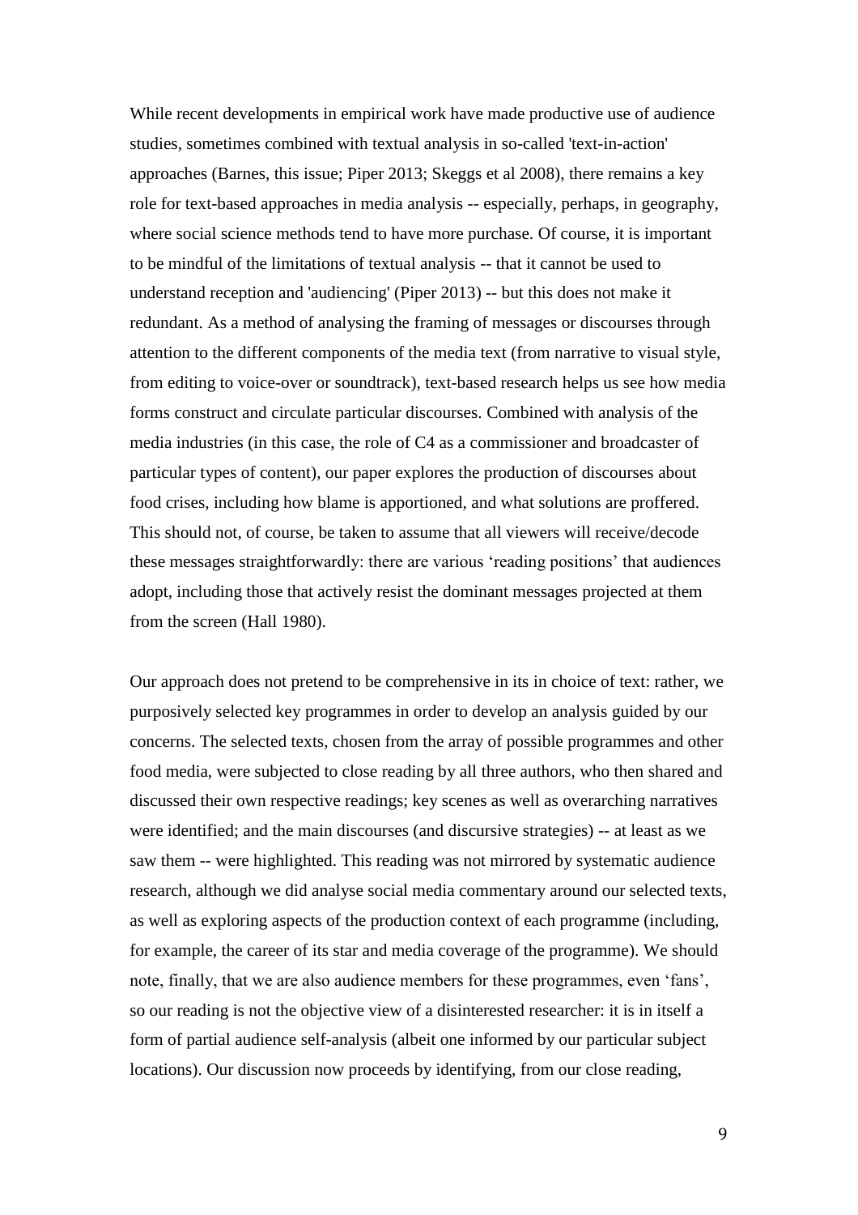While recent developments in empirical work have made productive use of audience studies, sometimes combined with textual analysis in so-called 'text-in-action' approaches (Barnes, this issue; Piper 2013; Skeggs et al 2008), there remains a key role for text-based approaches in media analysis -- especially, perhaps, in geography, where social science methods tend to have more purchase. Of course, it is important to be mindful of the limitations of textual analysis -- that it cannot be used to understand reception and 'audiencing' (Piper 2013) -- but this does not make it redundant. As a method of analysing the framing of messages or discourses through attention to the different components of the media text (from narrative to visual style, from editing to voice-over or soundtrack), text-based research helps us see how media forms construct and circulate particular discourses. Combined with analysis of the media industries (in this case, the role of C4 as a commissioner and broadcaster of particular types of content), our paper explores the production of discourses about food crises, including how blame is apportioned, and what solutions are proffered. This should not, of course, be taken to assume that all viewers will receive/decode these messages straightforwardly: there are various 'reading positions' that audiences adopt, including those that actively resist the dominant messages projected at them from the screen (Hall 1980).

Our approach does not pretend to be comprehensive in its in choice of text: rather, we purposively selected key programmes in order to develop an analysis guided by our concerns. The selected texts, chosen from the array of possible programmes and other food media, were subjected to close reading by all three authors, who then shared and discussed their own respective readings; key scenes as well as overarching narratives were identified; and the main discourses (and discursive strategies) -- at least as we saw them -- were highlighted. This reading was not mirrored by systematic audience research, although we did analyse social media commentary around our selected texts, as well as exploring aspects of the production context of each programme (including, for example, the career of its star and media coverage of the programme). We should note, finally, that we are also audience members for these programmes, even 'fans', so our reading is not the objective view of a disinterested researcher: it is in itself a form of partial audience self-analysis (albeit one informed by our particular subject locations). Our discussion now proceeds by identifying, from our close reading,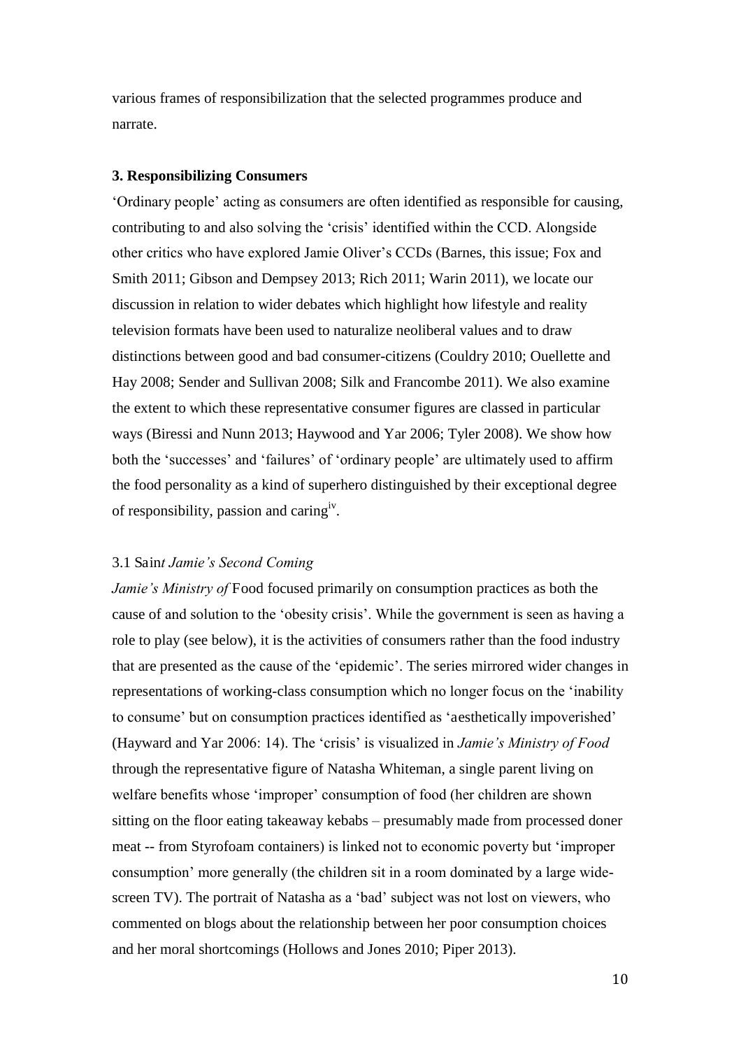various frames of responsibilization that the selected programmes produce and narrate.

## 3. Responsibilizing Consumers

'Ordinary people' acting as consumers are often identified as responsible for causing, contributing to and also solving the 'crisis' identified within the CCD. Alongside other critics who have explored Jamie Oliver's CCDs (Barnes, this issue; Fox and Smith 2011; Gibson and Dempsey 2013; Rich 2011; Warin 2011), we locate our discussion in relation to wider debates which highlight how lifestyle and reality television formats have been used to naturalize neoliberal values and to draw distinctions between good and bad consumer-citizens (Couldry 2010; Ouellette and Hay 2008; Sender and Sullivan 2008; Silk and Francombe 2011). We also examine the extent to which these representative consumer figures are classed in particular ways (Biressi and Nunn 2013; Haywood and Yar 2006; Tyler 2008). We show how both the 'successes' and 'failures' of 'ordinary people' are ultimately used to affirm the food personality as a kind of superhero distinguished by their exceptional degree of responsibility, passion and caring[iv].

### 3.1 Sain*t Jamie's Second Coming*

*Jamie's Ministry of* Food focused primarily on consumption practices as both the cause of and solution to the 'obesity crisis'. While the government is seen as having a role to play (see below), it is the activities of consumers rather than the food industry that are presented as the cause of the 'epidemic'. The series mirrored wider changes in representations of working-class consumption which no longer focus on the 'inability to consume' but on consumption practices identified as 'aesthetically impoverished' (Hayward and Yar 2006: 14). The 'crisis' is visualized in *Jamie's Ministry of Food* through the representative figure of Natasha Whiteman, a single parent living on welfare benefits whose 'improper' consumption of food (her children are shown sitting on the floor eating takeaway kebabs – presumably made from processed doner meat -- from Styrofoam containers) is linked not to economic poverty but 'improper consumption' more generally (the children sit in a room dominated by a large wide-screen TV). The portrait of Natasha as a 'bad' subject was not lost on viewers, who commented on blogs about the relationship between her poor consumption choices and her moral shortcomings (Hollows and Jones 2010; Piper 2013).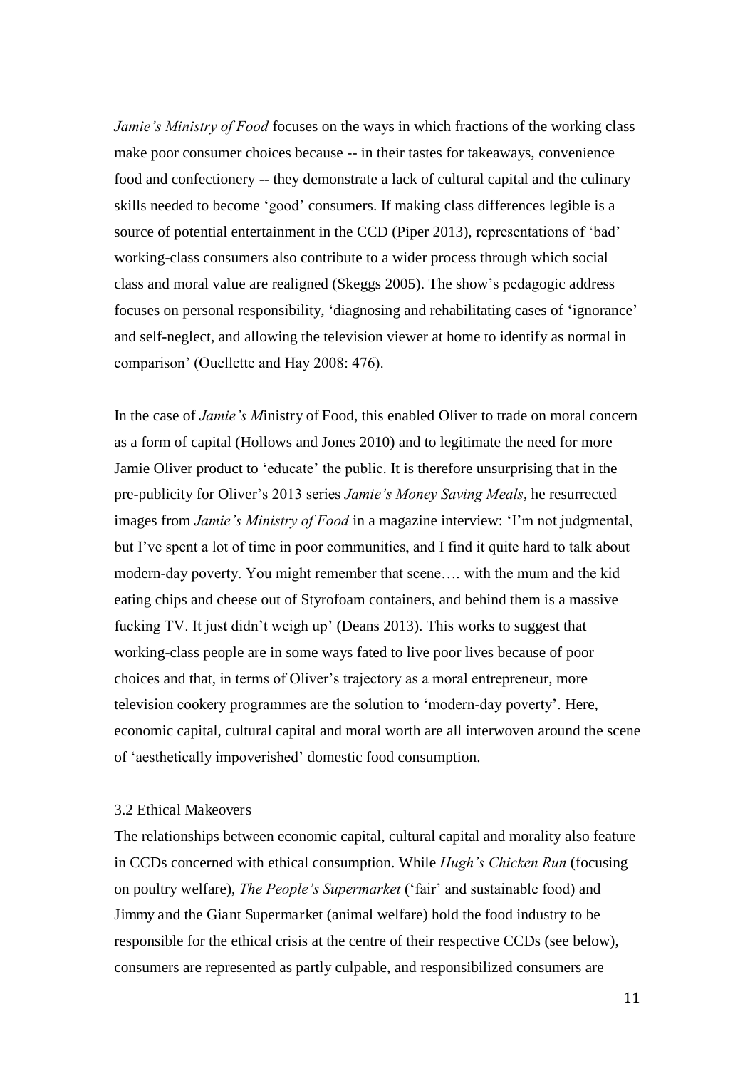*Jamie's Ministry of Food* focuses on the ways in which fractions of the working class make poor consumer choices because -- in their tastes for takeaways, convenience food and confectionery -- they demonstrate a lack of cultural capital and the culinary skills needed to become 'good' consumers. If making class differences legible is a source of potential entertainment in the CCD (Piper 2013), representations of 'bad' working-class consumers also contribute to a wider process through which social class and moral value are realigned (Skeggs 2005). The show's pedagogic address focuses on personal responsibility, 'diagnosing and rehabilitating cases of 'ignorance' and self-neglect, and allowing the television viewer at home to identify as normal in comparison' (Ouellette and Hay 2008: 476).

In the case of *Jamie's M*inistry of Food, this enabled Oliver to trade on moral concern as a form of capital (Hollows and Jones 2010) and to legitimate the need for more Jamie Oliver product to 'educate' the public. It is therefore unsurprising that in the pre-publicity for Oliver's 2013 series *Jamie's Money Saving Meals*, he resurrected images from *Jamie's Ministry of Food* in a magazine interview: 'I'm not judgmental, but I've spent a lot of time in poor communities, and I find it quite hard to talk about modern-day poverty. You might remember that scene…. with the mum and the kid eating chips and cheese out of Styrofoam containers, and behind them is a massive fucking TV. It just didn't weigh up' (Deans 2013). This works to suggest that working-class people are in some ways fated to live poor lives because of poor choices and that, in terms of Oliver's trajectory as a moral entrepreneur, more television cookery programmes are the solution to 'modern-day poverty'. Here, economic capital, cultural capital and moral worth are all interwoven around the scene of 'aesthetically impoverished' domestic food consumption.

### 3.2 Ethical Makeovers

The relationships between economic capital, cultural capital and morality also feature in CCDs concerned with ethical consumption. While *Hugh's Chicken Run* (focusing on poultry welfare), *The People's Supermarket* ('fair' and sustainable food) and Jimmy and the Giant Supermarket (animal welfare) hold the food industry to be responsible for the ethical crisis at the centre of their respective CCDs (see below), consumers are represented as partly culpable, and responsibilized consumers are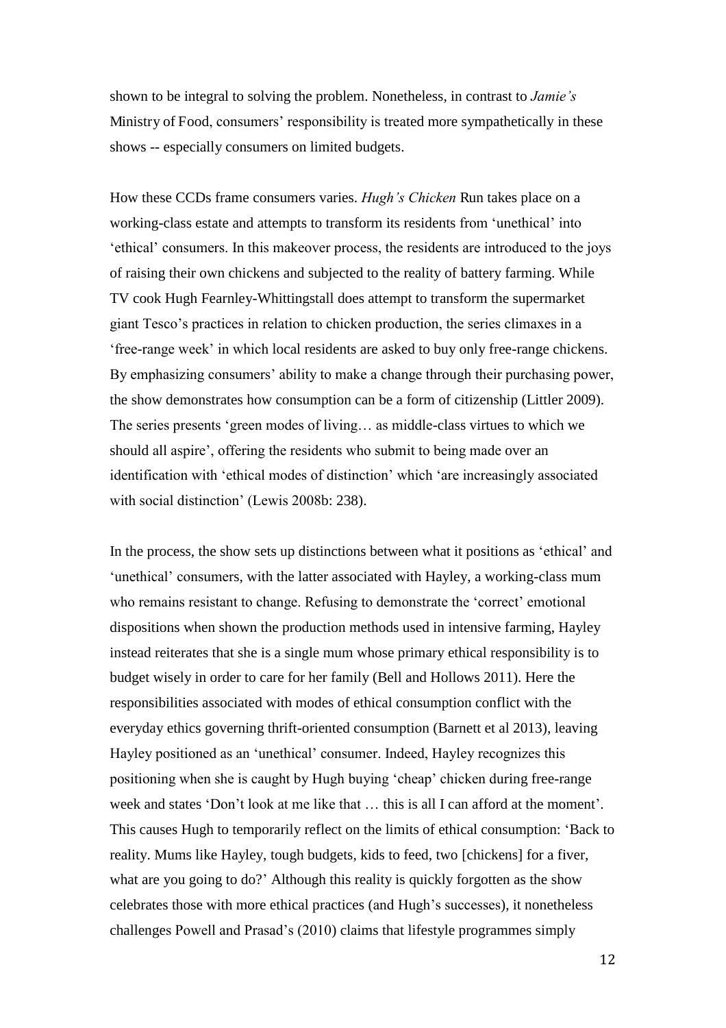shown to be integral to solving the problem. Nonetheless, in contrast to *Jamie's* Ministry of Food, consumers' responsibility is treated more sympathetically in these shows -- especially consumers on limited budgets.

How these CCDs frame consumers varies. *Hugh's Chicken* Run takes place on a working-class estate and attempts to transform its residents from 'unethical' into 'ethical' consumers. In this makeover process, the residents are introduced to the joys of raising their own chickens and subjected to the reality of battery farming. While TV cook Hugh Fearnley-Whittingstall does attempt to transform the supermarket giant Tesco's practices in relation to chicken production, the series climaxes in a 'free-range week' in which local residents are asked to buy only free-range chickens. By emphasizing consumers' ability to make a change through their purchasing power, the show demonstrates how consumption can be a form of citizenship (Littler 2009). The series presents 'green modes of living… as middle-class virtues to which we should all aspire', offering the residents who submit to being made over an identification with 'ethical modes of distinction' which 'are increasingly associated with social distinction' (Lewis 2008b: 238).

In the process, the show sets up distinctions between what it positions as 'ethical' and 'unethical' consumers, with the latter associated with Hayley, a working-class mum who remains resistant to change. Refusing to demonstrate the 'correct' emotional dispositions when shown the production methods used in intensive farming, Hayley instead reiterates that she is a single mum whose primary ethical responsibility is to budget wisely in order to care for her family (Bell and Hollows 2011). Here the responsibilities associated with modes of ethical consumption conflict with the everyday ethics governing thrift-oriented consumption (Barnett et al 2013), leaving Hayley positioned as an 'unethical' consumer. Indeed, Hayley recognizes this positioning when she is caught by Hugh buying 'cheap' chicken during free-range week and states 'Don't look at me like that … this is all I can afford at the moment'. This causes Hugh to temporarily reflect on the limits of ethical consumption: 'Back to reality. Mums like Hayley, tough budgets, kids to feed, two [chickens] for a fiver, what are you going to do?' Although this reality is quickly forgotten as the show celebrates those with more ethical practices (and Hugh's successes), it nonetheless challenges Powell and Prasad's (2010) claims that lifestyle programmes simply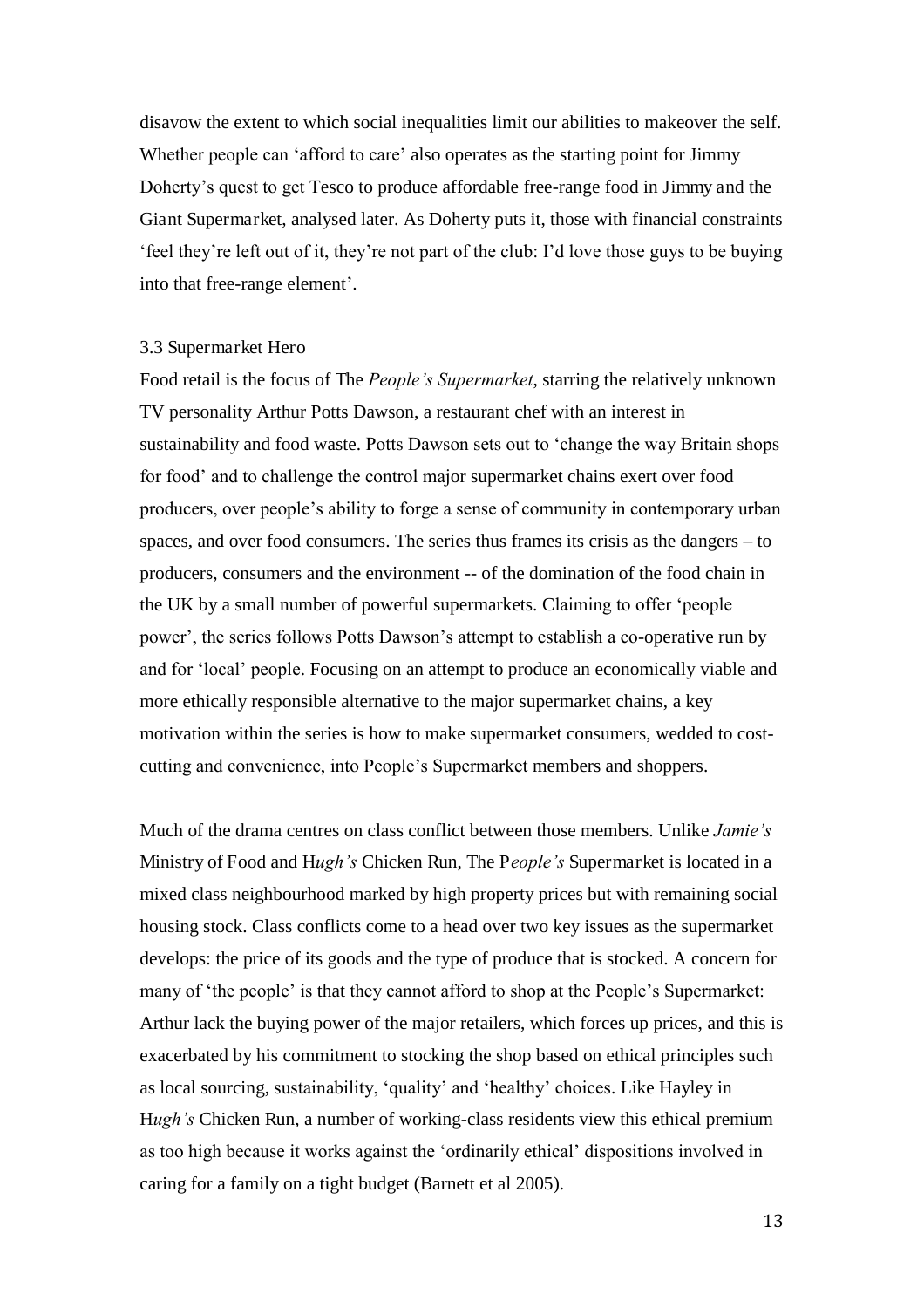disavow the extent to which social inequalities limit our abilities to makeover the self. Whether people can 'afford to care' also operates as the starting point for Jimmy Doherty's quest to get Tesco to produce affordable free-range food in Jimmy and the Giant Supermarket, analysed later. As Doherty puts it, those with financial constraints 'feel they're left out of it, they're not part of the club: I'd love those guys to be buying into that free-range element'.

### 3.3 Supermarket Hero

Food retail is the focus of The *People's Supermarket*, starring the relatively unknown TV personality Arthur Potts Dawson, a restaurant chef with an interest in sustainability and food waste. Potts Dawson sets out to 'change the way Britain shops for food' and to challenge the control major supermarket chains exert over food producers, over people's ability to forge a sense of community in contemporary urban spaces, and over food consumers. The series thus frames its crisis as the dangers – to producers, consumers and the environment -- of the domination of the food chain in the UK by a small number of powerful supermarkets. Claiming to offer 'people power', the series follows Potts Dawson's attempt to establish a co-operative run by and for 'local' people. Focusing on an attempt to produce an economically viable and more ethically responsible alternative to the major supermarket chains, a key motivation within the series is how to make supermarket consumers, wedded to cost-cutting and convenience, into People's Supermarket members and shoppers.

Much of the drama centres on class conflict between those members. Unlike *Jamie's* Ministry of Food and H*ugh's* Chicken Run, The P*eople's* Supermarket is located in a mixed class neighbourhood marked by high property prices but with remaining social housing stock. Class conflicts come to a head over two key issues as the supermarket develops: the price of its goods and the type of produce that is stocked. A concern for many of 'the people' is that they cannot afford to shop at the People's Supermarket: Arthur lack the buying power of the major retailers, which forces up prices, and this is exacerbated by his commitment to stocking the shop based on ethical principles such as local sourcing, sustainability, 'quality' and 'healthy' choices. Like Hayley in H*ugh's* Chicken Run, a number of working-class residents view this ethical premium as too high because it works against the 'ordinarily ethical' dispositions involved in caring for a family on a tight budget (Barnett et al 2005).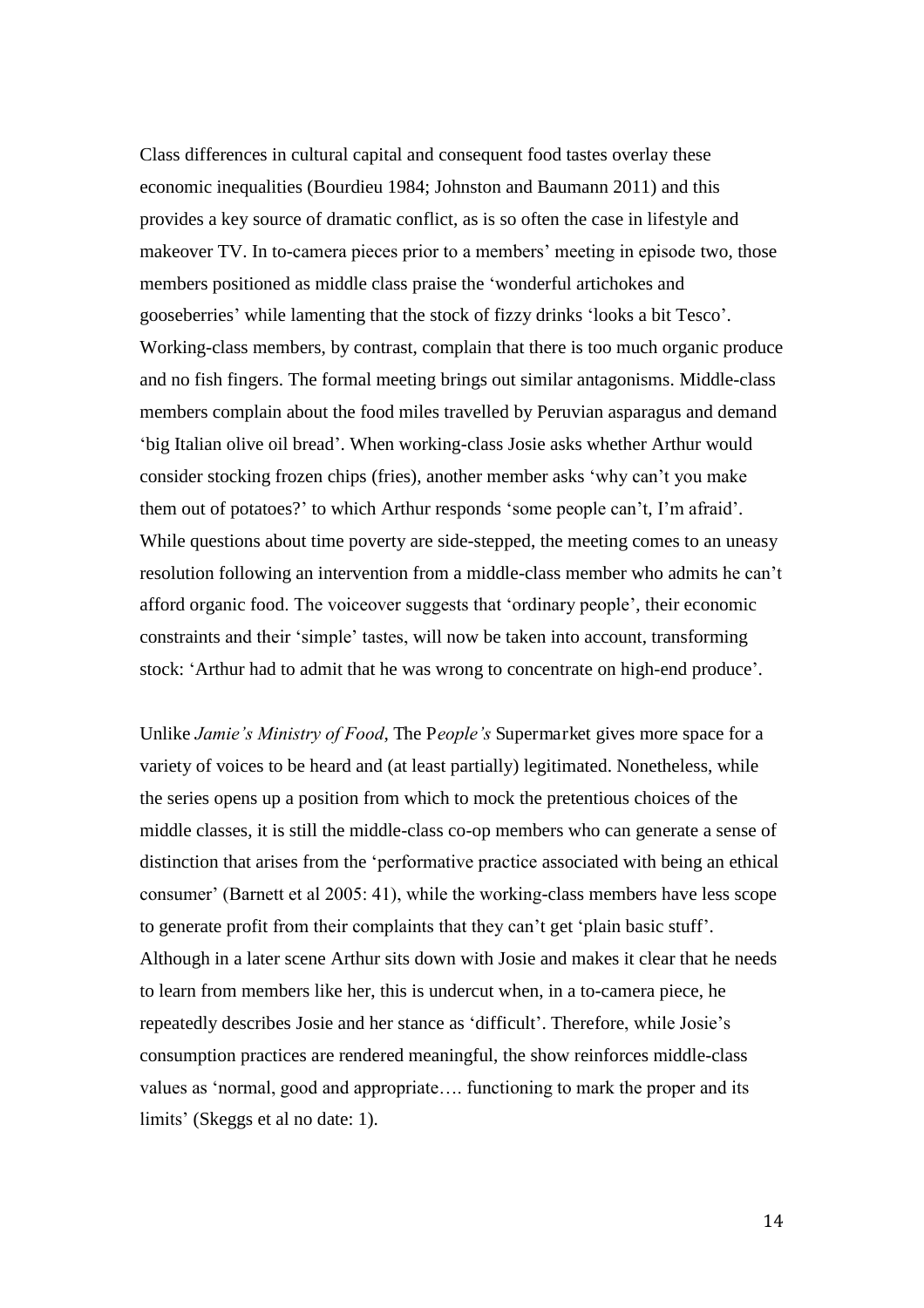Class differences in cultural capital and consequent food tastes overlay these economic inequalities (Bourdieu 1984; Johnston and Baumann 2011) and this provides a key source of dramatic conflict, as is so often the case in lifestyle and makeover TV. In to-camera pieces prior to a members' meeting in episode two, those members positioned as middle class praise the 'wonderful artichokes and gooseberries' while lamenting that the stock of fizzy drinks 'looks a bit Tesco'. Working-class members, by contrast, complain that there is too much organic produce and no fish fingers. The formal meeting brings out similar antagonisms. Middle-class members complain about the food miles travelled by Peruvian asparagus and demand 'big Italian olive oil bread'. When working-class Josie asks whether Arthur would consider stocking frozen chips (fries), another member asks 'why can't you make them out of potatoes?' to which Arthur responds 'some people can't, I'm afraid'. While questions about time poverty are side-stepped, the meeting comes to an uneasy resolution following an intervention from a middle-class member who admits he can't afford organic food. The voiceover suggests that 'ordinary people', their economic constraints and their 'simple' tastes, will now be taken into account, transforming stock: 'Arthur had to admit that he was wrong to concentrate on high-end produce'.

Unlike *Jamie's Ministry of Food*, The P*eople's* Supermarket gives more space for a variety of voices to be heard and (at least partially) legitimated. Nonetheless, while the series opens up a position from which to mock the pretentious choices of the middle classes, it is still the middle-class co-op members who can generate a sense of distinction that arises from the 'performative practice associated with being an ethical consumer' (Barnett et al 2005: 41), while the working-class members have less scope to generate profit from their complaints that they can't get 'plain basic stuff'. Although in a later scene Arthur sits down with Josie and makes it clear that he needs to learn from members like her, this is undercut when, in a to-camera piece, he repeatedly describes Josie and her stance as 'difficult'. Therefore, while Josie's consumption practices are rendered meaningful, the show reinforces middle-class values as 'normal, good and appropriate…. functioning to mark the proper and its limits' (Skeggs et al no date: 1).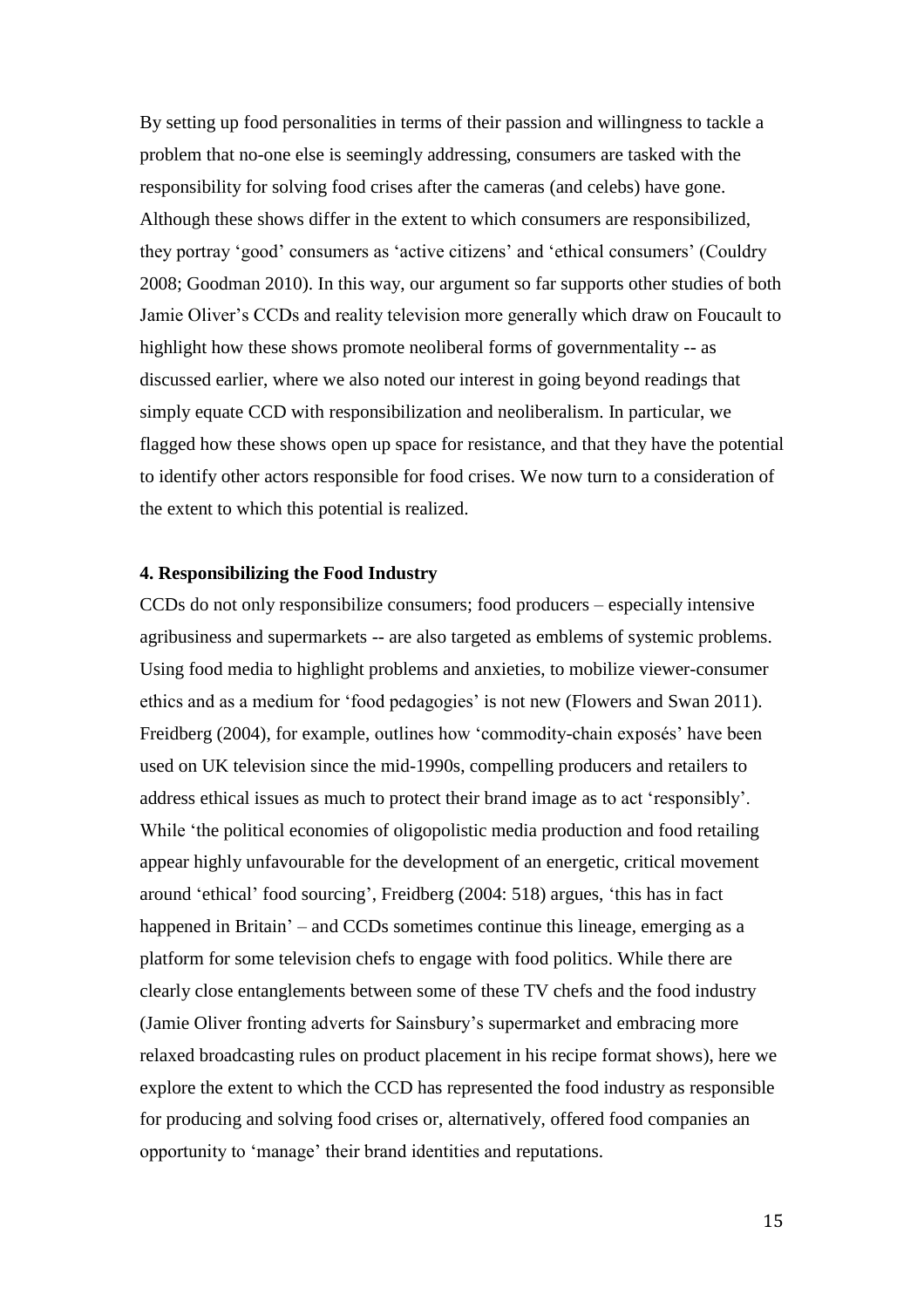By setting up food personalities in terms of their passion and willingness to tackle a problem that no-one else is seemingly addressing, consumers are tasked with the responsibility for solving food crises after the cameras (and celebs) have gone. Although these shows differ in the extent to which consumers are responsibilized, they portray 'good' consumers as 'active citizens' and 'ethical consumers' (Couldry 2008; Goodman 2010). In this way, our argument so far supports other studies of both Jamie Oliver's CCDs and reality television more generally which draw on Foucault to highlight how these shows promote neoliberal forms of governmentality -- as discussed earlier, where we also noted our interest in going beyond readings that simply equate CCD with responsibilization and neoliberalism. In particular, we flagged how these shows open up space for resistance, and that they have the potential to identify other actors responsible for food crises. We now turn to a consideration of the extent to which this potential is realized.

## 4. Responsibilizing the Food Industry

CCDs do not only responsibilize consumers; food producers – especially intensive agribusiness and supermarkets -- are also targeted as emblems of systemic problems. Using food media to highlight problems and anxieties, to mobilize viewer-consumer ethics and as a medium for 'food pedagogies' is not new (Flowers and Swan 2011). Freidberg (2004), for example, outlines how 'commodity-chain exposés' have been used on UK television since the mid-1990s, compelling producers and retailers to address ethical issues as much to protect their brand image as to act 'responsibly'. While 'the political economies of oligopolistic media production and food retailing appear highly unfavourable for the development of an energetic, critical movement around 'ethical' food sourcing', Freidberg (2004: 518) argues, 'this has in fact happened in Britain' – and CCDs sometimes continue this lineage, emerging as a platform for some television chefs to engage with food politics. While there are clearly close entanglements between some of these TV chefs and the food industry (Jamie Oliver fronting adverts for Sainsbury's supermarket and embracing more relaxed broadcasting rules on product placement in his recipe format shows), here we explore the extent to which the CCD has represented the food industry as responsible for producing and solving food crises or, alternatively, offered food companies an opportunity to 'manage' their brand identities and reputations.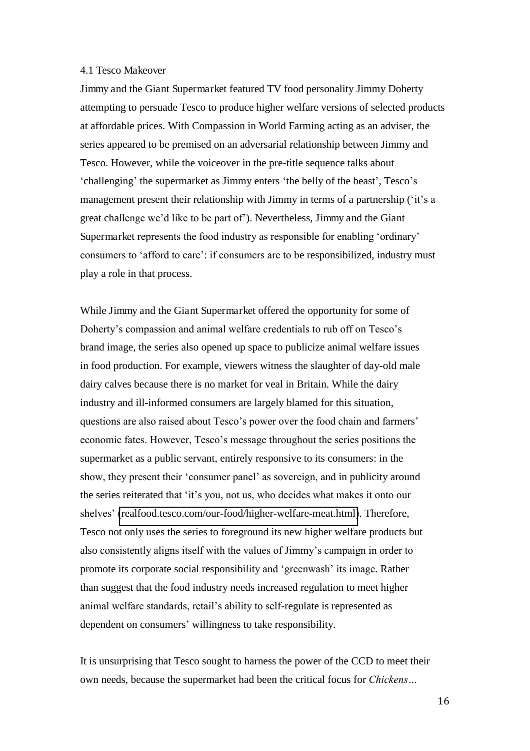### 4.1 Tesco Makeover

Jimmy and the Giant Supermarket featured TV food personality Jimmy Doherty attempting to persuade Tesco to produce higher welfare versions of selected products at affordable prices. With Compassion in World Farming acting as an adviser, the series appeared to be premised on an adversarial relationship between Jimmy and Tesco. However, while the voiceover in the pre-title sequence talks about 'challenging' the supermarket as Jimmy enters 'the belly of the beast', Tesco's management present their relationship with Jimmy in terms of a partnership ('it's a great challenge we'd like to be part of'). Nevertheless, Jimmy and the Giant Supermarket represents the food industry as responsible for enabling 'ordinary' consumers to 'afford to care': if consumers are to be responsibilized, industry must play a role in that process.

While Jimmy and the Giant Supermarket offered the opportunity for some of Doherty's compassion and animal welfare credentials to rub off on Tesco's brand image, the series also opened up space to publicize animal welfare issues in food production. For example, viewers witness the slaughter of day-old male dairy calves because there is no market for veal in Britain. While the dairy industry and ill-informed consumers are largely blamed for this situation, questions are also raised about Tesco's power over the food chain and farmers' economic fates. However, Tesco's message throughout the series positions the supermarket as a public servant, entirely responsive to its consumers: in the show, they present their 'consumer panel' as sovereign, and in publicity around the series reiterated that 'it's you, not us, who decides what makes it onto our shelves' (realfood.tesco.com/our-food/higher-welfare-meat.html). Therefore, Tesco not only uses the series to foreground its new higher welfare products but also consistently aligns itself with the values of Jimmy's campaign in order to promote its corporate social responsibility and 'greenwash' its image. Rather than suggest that the food industry needs increased regulation to meet higher animal welfare standards, retail's ability to self-regulate is represented as dependent on consumers' willingness to take responsibility.

It is unsurprising that Tesco sought to harness the power of the CCD to meet their own needs, because the supermarket had been the critical focus for *Chickens…*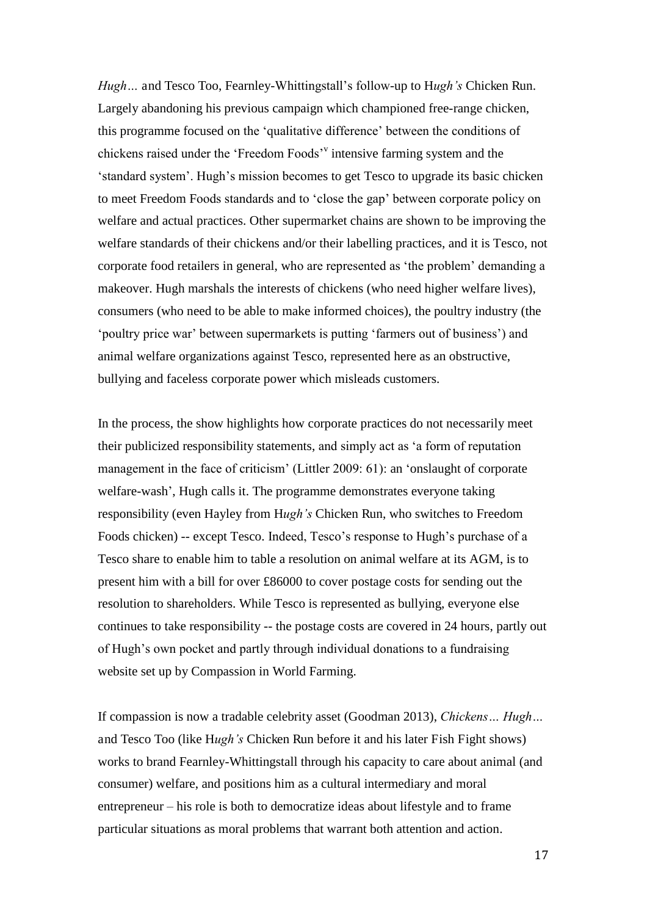*Hugh…* and Tesco Too, Fearnley-Whittingstall's follow-up to H*ugh's* Chicken Run. Largely abandoning his previous campaign which championed free-range chicken, this programme focused on the 'qualitative difference' between the conditions of chickens raised under the 'Freedom Foods'[v] intensive farming system and the 'standard system'. Hugh's mission becomes to get Tesco to upgrade its basic chicken to meet Freedom Foods standards and to 'close the gap' between corporate policy on welfare and actual practices. Other supermarket chains are shown to be improving the welfare standards of their chickens and/or their labelling practices, and it is Tesco, not corporate food retailers in general, who are represented as 'the problem' demanding a makeover. Hugh marshals the interests of chickens (who need higher welfare lives), consumers (who need to be able to make informed choices), the poultry industry (the 'poultry price war' between supermarkets is putting 'farmers out of business') and animal welfare organizations against Tesco, represented here as an obstructive, bullying and faceless corporate power which misleads customers.

In the process, the show highlights how corporate practices do not necessarily meet their publicized responsibility statements, and simply act as 'a form of reputation management in the face of criticism' (Littler 2009: 61): an 'onslaught of corporate welfare-wash', Hugh calls it. The programme demonstrates everyone taking responsibility (even Hayley from H*ugh's* Chicken Run, who switches to Freedom Foods chicken) -- except Tesco. Indeed, Tesco's response to Hugh's purchase of a Tesco share to enable him to table a resolution on animal welfare at its AGM, is to present him with a bill for over £86000 to cover postage costs for sending out the resolution to shareholders. While Tesco is represented as bullying, everyone else continues to take responsibility -- the postage costs are covered in 24 hours, partly out of Hugh's own pocket and partly through individual donations to a fundraising website set up by Compassion in World Farming.

If compassion is now a tradable celebrity asset (Goodman 2013), *Chickens… Hugh…* and Tesco Too (like H*ugh's* Chicken Run before it and his later Fish Fight shows) works to brand Fearnley-Whittingstall through his capacity to care about animal (and consumer) welfare, and positions him as a cultural intermediary and moral entrepreneur – his role is both to democratize ideas about lifestyle and to frame particular situations as moral problems that warrant both attention and action.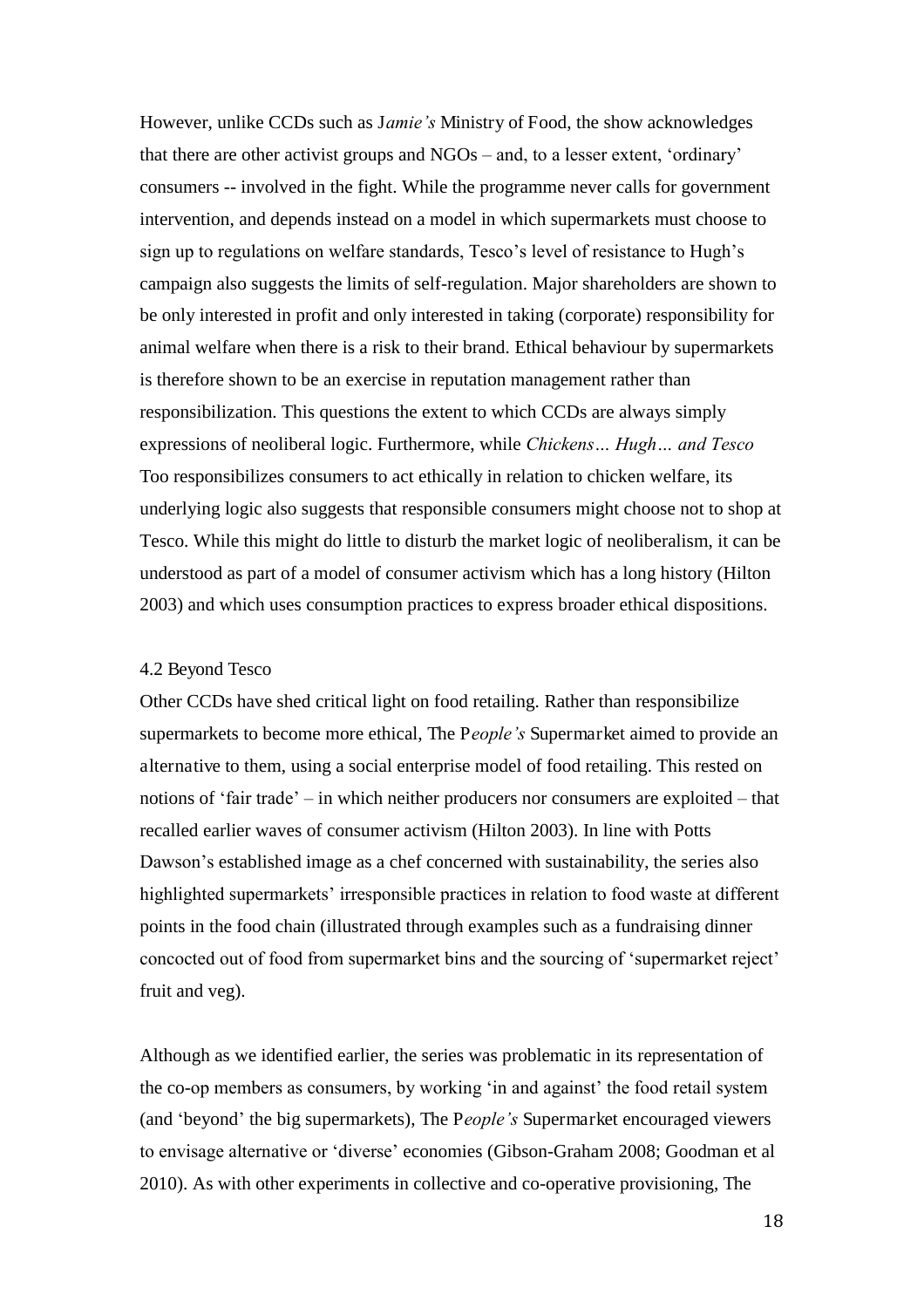However, unlike CCDs such as J*amie's* Ministry of Food, the show acknowledges that there are other activist groups and NGOs – and, to a lesser extent, 'ordinary' consumers -- involved in the fight. While the programme never calls for government intervention, and depends instead on a model in which supermarkets must choose to sign up to regulations on welfare standards, Tesco's level of resistance to Hugh's campaign also suggests the limits of self-regulation. Major shareholders are shown to be only interested in profit and only interested in taking (corporate) responsibility for animal welfare when there is a risk to their brand. Ethical behaviour by supermarkets is therefore shown to be an exercise in reputation management rather than responsibilization. This questions the extent to which CCDs are always simply expressions of neoliberal logic. Furthermore, while *Chickens… Hugh… and Tesco* Too responsibilizes consumers to act ethically in relation to chicken welfare, its underlying logic also suggests that responsible consumers might choose not to shop at Tesco. While this might do little to disturb the market logic of neoliberalism, it can be understood as part of a model of consumer activism which has a long history (Hilton 2003) and which uses consumption practices to express broader ethical dispositions.

### 4.2 Beyond Tesco

Other CCDs have shed critical light on food retailing. Rather than responsibilize supermarkets to become more ethical, The P*eople's* Supermarket aimed to provide an alternative to them, using a social enterprise model of food retailing. This rested on notions of 'fair trade' – in which neither producers nor consumers are exploited – that recalled earlier waves of consumer activism (Hilton 2003). In line with Potts Dawson's established image as a chef concerned with sustainability, the series also highlighted supermarkets' irresponsible practices in relation to food waste at different points in the food chain (illustrated through examples such as a fundraising dinner concocted out of food from supermarket bins and the sourcing of 'supermarket reject' fruit and veg).

Although as we identified earlier, the series was problematic in its representation of the co-op members as consumers, by working 'in and against' the food retail system (and 'beyond' the big supermarkets), The P*eople's* Supermarket encouraged viewers to envisage alternative or 'diverse' economies (Gibson-Graham 2008; Goodman et al 2010). As with other experiments in collective and co-operative provisioning, The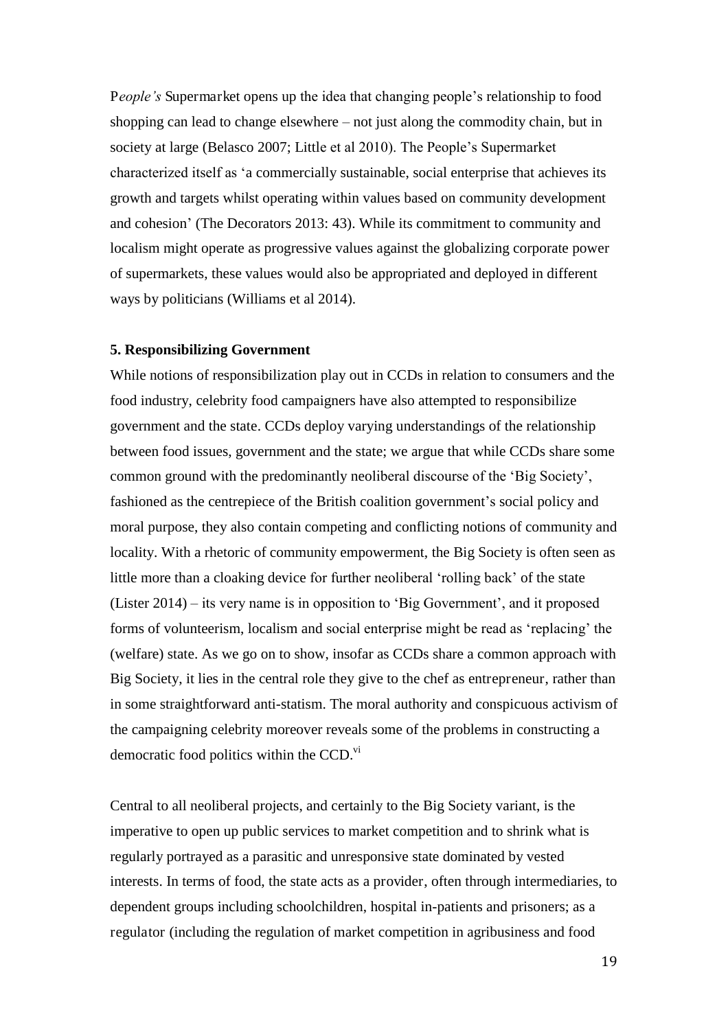P*eople's* Supermarket opens up the idea that changing people's relationship to food shopping can lead to change elsewhere – not just along the commodity chain, but in society at large (Belasco 2007; Little et al 2010). The People's Supermarket characterized itself as 'a commercially sustainable, social enterprise that achieves its growth and targets whilst operating within values based on community development and cohesion' (The Decorators 2013: 43). While its commitment to community and localism might operate as progressive values against the globalizing corporate power of supermarkets, these values would also be appropriated and deployed in different ways by politicians (Williams et al 2014).

**5. Responsibilizing Government**

While notions of responsibilization play out in CCDs in relation to consumers and the food industry, celebrity food campaigners have also attempted to responsibilize government and the state. CCDs deploy varying understandings of the relationship between food issues, government and the state; we argue that while CCDs share some common ground with the predominantly neoliberal discourse of the 'Big Society', fashioned as the centrepiece of the British coalition government's social policy and moral purpose, they also contain competing and conflicting notions of community and locality. With a rhetoric of community empowerment, the Big Society is often seen as little more than a cloaking device for further neoliberal 'rolling back' of the state (Lister 2014) – its very name is in opposition to 'Big Government', and it proposed forms of volunteerism, localism and social enterprise might be read as 'replacing' the (welfare) state. As we go on to show, insofar as CCDs share a common approach with Big Society, it lies in the central role they give to the chef as entrepreneur, rather than in some straightforward anti-statism. The moral authority and conspicuous activism of the campaigning celebrity moreover reveals some of the problems in constructing a democratic food politics within the CCD.[vi]

Central to all neoliberal projects, and certainly to the Big Society variant, is the imperative to open up public services to market competition and to shrink what is regularly portrayed as a parasitic and unresponsive state dominated by vested interests. In terms of food, the state acts as a provider, often through intermediaries, to dependent groups including schoolchildren, hospital in-patients and prisoners; as a regulator (including the regulation of market competition in agribusiness and food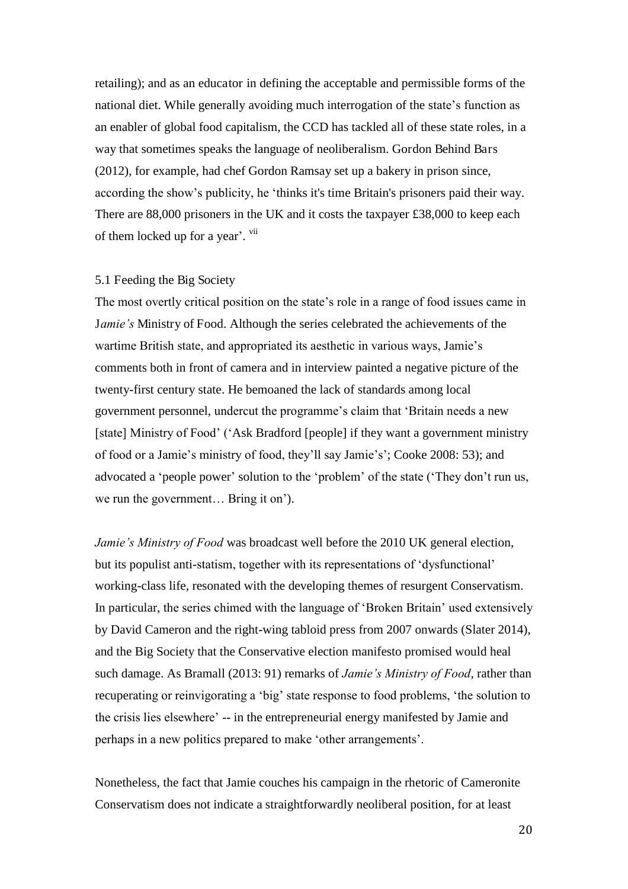retailing); and as an educator in defining the acceptable and permissible forms of the national diet. While generally avoiding much interrogation of the state's function as an enabler of global food capitalism, the CCD has tackled all of these state roles, in a way that sometimes speaks the language of neoliberalism. Gordon Behind Bars (2012), for example, had chef Gordon Ramsay set up a bakery in prison since, according the show's publicity, he 'thinks it's time Britain's prisoners paid their way. There are 88,000 prisoners in the UK and it costs the taxpayer £38,000 to keep each of them locked up for a year'. [vii]

## 5.1 Feeding the Big Society

The most overtly critical position on the state's role in a range of food issues came in J*amie's* Ministry of Food. Although the series celebrated the achievements of the wartime British state, and appropriated its aesthetic in various ways, Jamie's comments both in front of camera and in interview painted a negative picture of the twenty-first century state. He bemoaned the lack of standards among local government personnel, undercut the programme's claim that 'Britain needs a new [state] Ministry of Food' ('Ask Bradford [people] if they want a government ministry of food or a Jamie's ministry of food, they'll say Jamie's'; Cooke 2008: 53); and advocated a 'people power' solution to the 'problem' of the state ('They don't run us, we run the government… Bring it on').

*Jamie's Ministry of Food* was broadcast well before the 2010 UK general election, but its populist anti-statism, together with its representations of 'dysfunctional' working-class life, resonated with the developing themes of resurgent Conservatism. In particular, the series chimed with the language of 'Broken Britain' used extensively by David Cameron and the right-wing tabloid press from 2007 onwards (Slater 2014), and the Big Society that the Conservative election manifesto promised would heal such damage. As Bramall (2013: 91) remarks of *Jamie's Ministry of Food*, rather than recuperating or reinvigorating a 'big' state response to food problems, 'the solution to the crisis lies elsewhere' -- in the entrepreneurial energy manifested by Jamie and perhaps in a new politics prepared to make 'other arrangements'.

Nonetheless, the fact that Jamie couches his campaign in the rhetoric of Cameronite Conservatism does not indicate a straightforwardly neoliberal position, for at least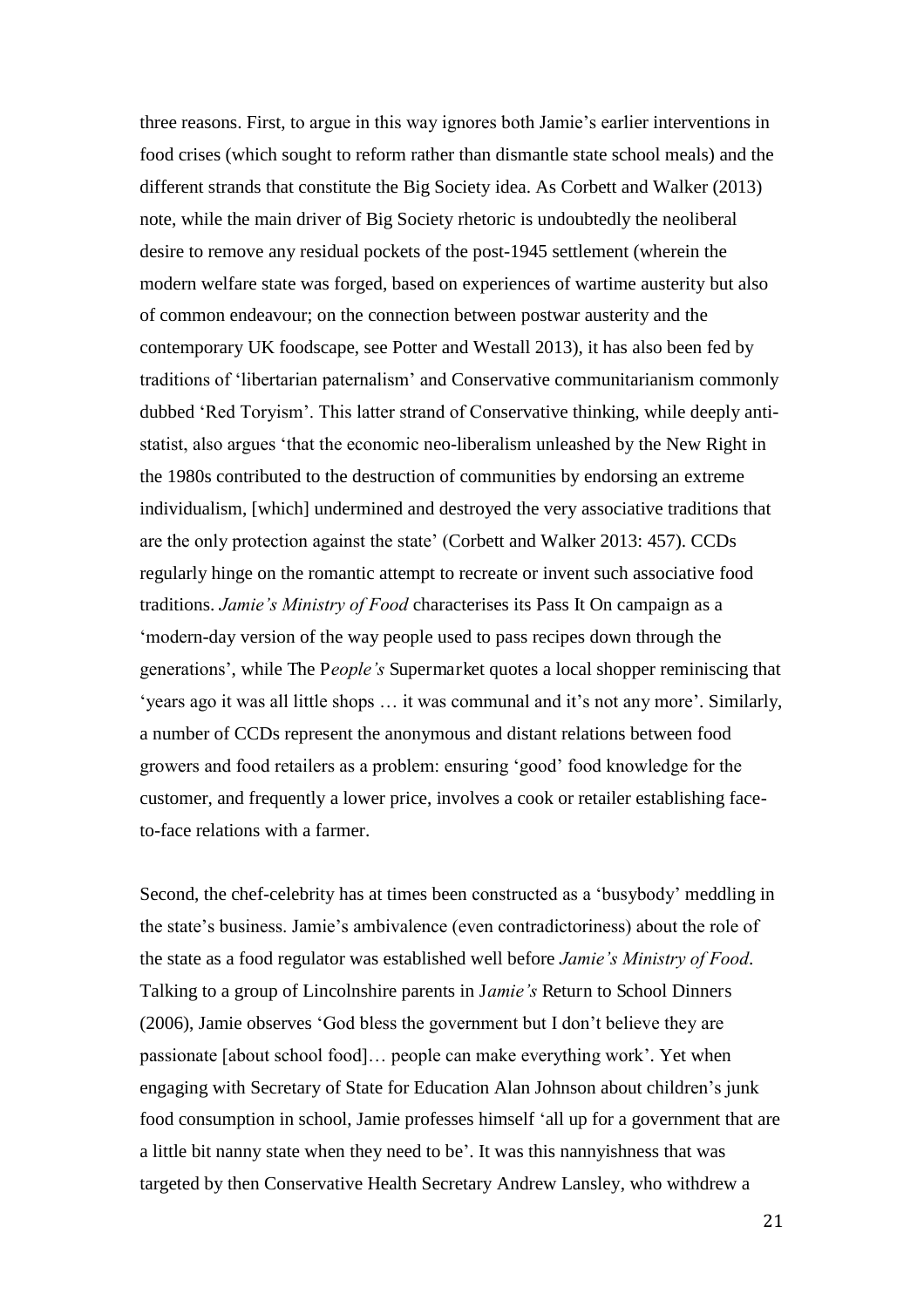three reasons. First, to argue in this way ignores both Jamie's earlier interventions in food crises (which sought to reform rather than dismantle state school meals) and the different strands that constitute the Big Society idea. As Corbett and Walker (2013) note, while the main driver of Big Society rhetoric is undoubtedly the neoliberal desire to remove any residual pockets of the post-1945 settlement (wherein the modern welfare state was forged, based on experiences of wartime austerity but also of common endeavour; on the connection between postwar austerity and the contemporary UK foodscape, see Potter and Westall 2013), it has also been fed by traditions of 'libertarian paternalism' and Conservative communitarianism commonly dubbed 'Red Toryism'. This latter strand of Conservative thinking, while deeply anti-statist, also argues 'that the economic neo-liberalism unleashed by the New Right in the 1980s contributed to the destruction of communities by endorsing an extreme individualism, [which] undermined and destroyed the very associative traditions that are the only protection against the state' (Corbett and Walker 2013: 457). CCDs regularly hinge on the romantic attempt to recreate or invent such associative food traditions. *Jamie's Ministry of Food* characterises its Pass It On campaign as a 'modern-day version of the way people used to pass recipes down through the generations', while The P*eople's* Supermarket quotes a local shopper reminiscing that 'years ago it was all little shops … it was communal and it's not any more'. Similarly, a number of CCDs represent the anonymous and distant relations between food growers and food retailers as a problem: ensuring 'good' food knowledge for the customer, and frequently a lower price, involves a cook or retailer establishing face-to-face relations with a farmer.

Second, the chef-celebrity has at times been constructed as a 'busybody' meddling in the state's business. Jamie's ambivalence (even contradictoriness) about the role of the state as a food regulator was established well before *Jamie's Ministry of Food*. Talking to a group of Lincolnshire parents in J*amie's* Return to School Dinners (2006), Jamie observes 'God bless the government but I don't believe they are passionate [about school food]… people can make everything work'. Yet when engaging with Secretary of State for Education Alan Johnson about children's junk food consumption in school, Jamie professes himself 'all up for a government that are a little bit nanny state when they need to be'. It was this nannyishness that was targeted by then Conservative Health Secretary Andrew Lansley, who withdrew a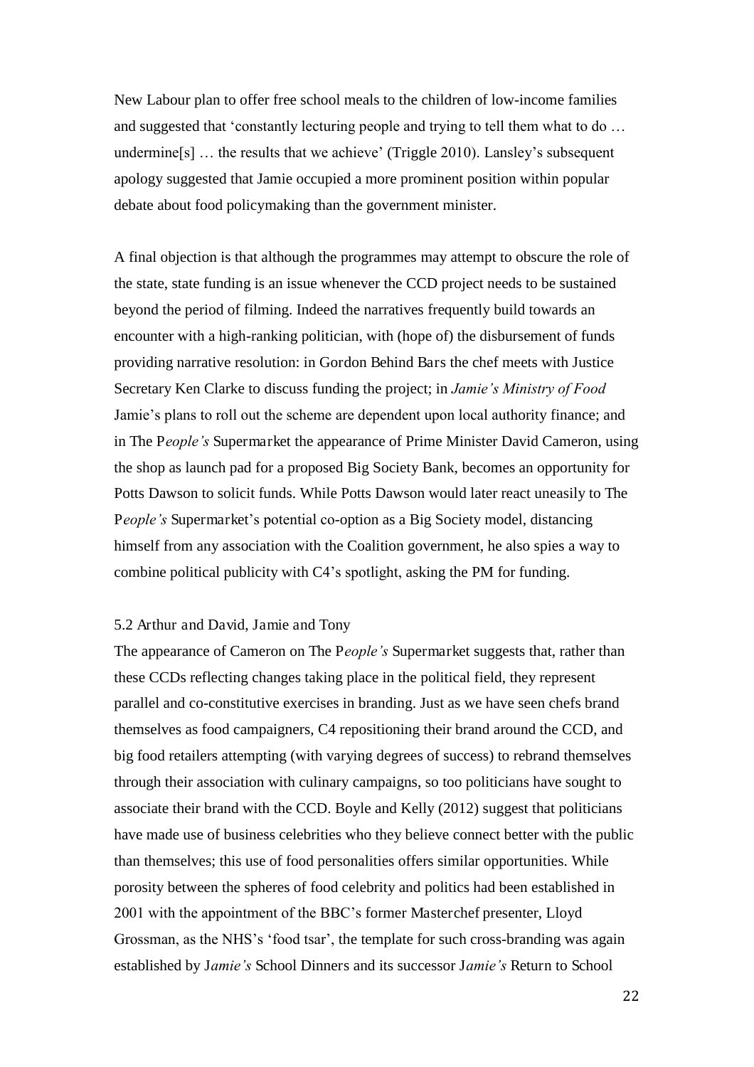New Labour plan to offer free school meals to the children of low-income families and suggested that 'constantly lecturing people and trying to tell them what to do … undermine[s] … the results that we achieve' (Triggle 2010). Lansley's subsequent apology suggested that Jamie occupied a more prominent position within popular debate about food policymaking than the government minister.

A final objection is that although the programmes may attempt to obscure the role of the state, state funding is an issue whenever the CCD project needs to be sustained beyond the period of filming. Indeed the narratives frequently build towards an encounter with a high-ranking politician, with (hope of) the disbursement of funds providing narrative resolution: in Gordon Behind Bars the chef meets with Justice Secretary Ken Clarke to discuss funding the project; in *Jamie's Ministry of Food* Jamie's plans to roll out the scheme are dependent upon local authority finance; and in The P*eople's* Supermarket the appearance of Prime Minister David Cameron, using the shop as launch pad for a proposed Big Society Bank, becomes an opportunity for Potts Dawson to solicit funds. While Potts Dawson would later react uneasily to The P*eople's* Supermarket's potential co-option as a Big Society model, distancing himself from any association with the Coalition government, he also spies a way to combine political publicity with C4's spotlight, asking the PM for funding.

### 5.2 Arthur and David, Jamie and Tony

The appearance of Cameron on The P*eople's* Supermarket suggests that, rather than these CCDs reflecting changes taking place in the political field, they represent parallel and co-constitutive exercises in branding. Just as we have seen chefs brand themselves as food campaigners, C4 repositioning their brand around the CCD, and big food retailers attempting (with varying degrees of success) to rebrand themselves through their association with culinary campaigns, so too politicians have sought to associate their brand with the CCD. Boyle and Kelly (2012) suggest that politicians have made use of business celebrities who they believe connect better with the public than themselves; this use of food personalities offers similar opportunities. While porosity between the spheres of food celebrity and politics had been established in 2001 with the appointment of the BBC's former Masterchef presenter, Lloyd Grossman, as the NHS's 'food tsar', the template for such cross-branding was again established by J*amie's* School Dinners and its successor J*amie's* Return to School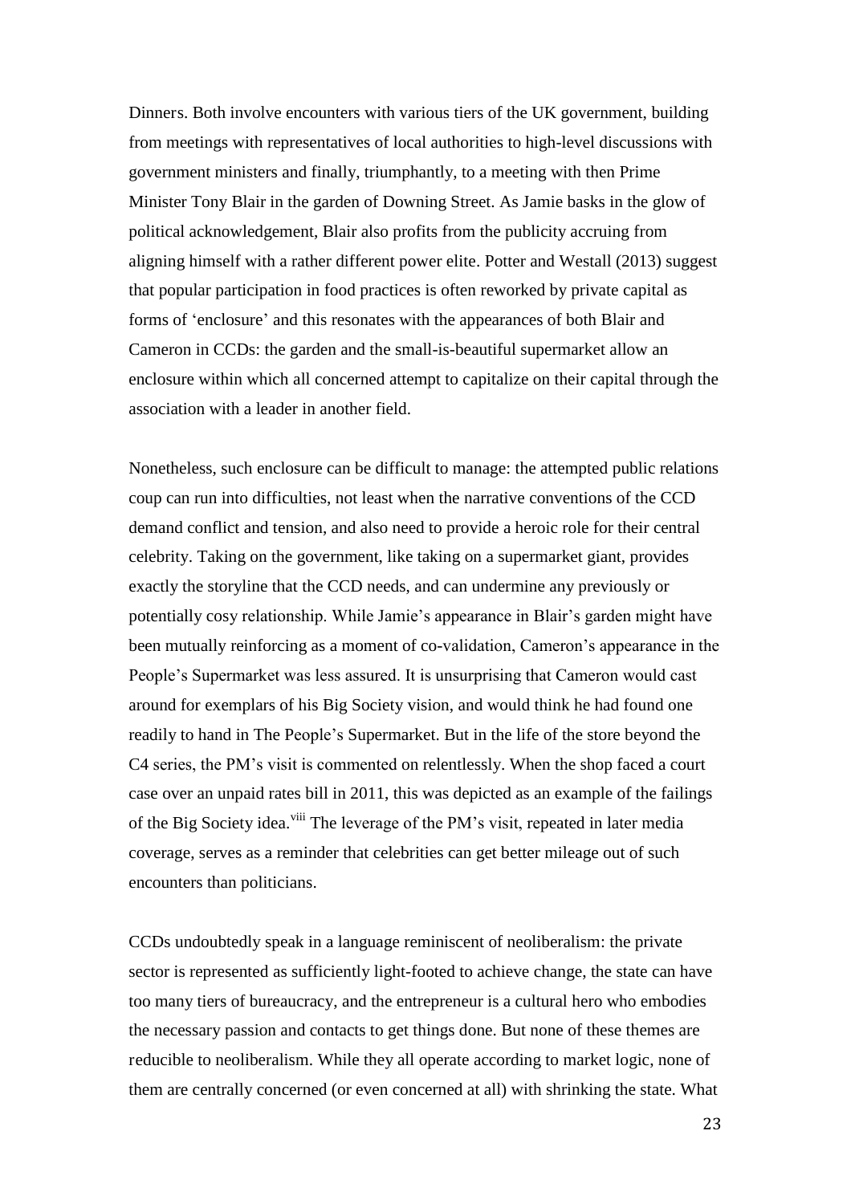Dinners. Both involve encounters with various tiers of the UK government, building from meetings with representatives of local authorities to high-level discussions with government ministers and finally, triumphantly, to a meeting with then Prime Minister Tony Blair in the garden of Downing Street. As Jamie basks in the glow of political acknowledgement, Blair also profits from the publicity accruing from aligning himself with a rather different power elite. Potter and Westall (2013) suggest that popular participation in food practices is often reworked by private capital as forms of 'enclosure' and this resonates with the appearances of both Blair and Cameron in CCDs: the garden and the small-is-beautiful supermarket allow an enclosure within which all concerned attempt to capitalize on their capital through the association with a leader in another field.

Nonetheless, such enclosure can be difficult to manage: the attempted public relations coup can run into difficulties, not least when the narrative conventions of the CCD demand conflict and tension, and also need to provide a heroic role for their central celebrity. Taking on the government, like taking on a supermarket giant, provides exactly the storyline that the CCD needs, and can undermine any previously or potentially cosy relationship. While Jamie's appearance in Blair's garden might have been mutually reinforcing as a moment of co-validation, Cameron's appearance in the People's Supermarket was less assured. It is unsurprising that Cameron would cast around for exemplars of his Big Society vision, and would think he had found one readily to hand in The People's Supermarket. But in the life of the store beyond the C4 series, the PM's visit is commented on relentlessly. When the shop faced a court case over an unpaid rates bill in 2011, this was depicted as an example of the failings of the Big Society idea.[viii] The leverage of the PM's visit, repeated in later media coverage, serves as a reminder that celebrities can get better mileage out of such encounters than politicians.

CCDs undoubtedly speak in a language reminiscent of neoliberalism: the private sector is represented as sufficiently light-footed to achieve change, the state can have too many tiers of bureaucracy, and the entrepreneur is a cultural hero who embodies the necessary passion and contacts to get things done. But none of these themes are reducible to neoliberalism. While they all operate according to market logic, none of them are centrally concerned (or even concerned at all) with shrinking the state. What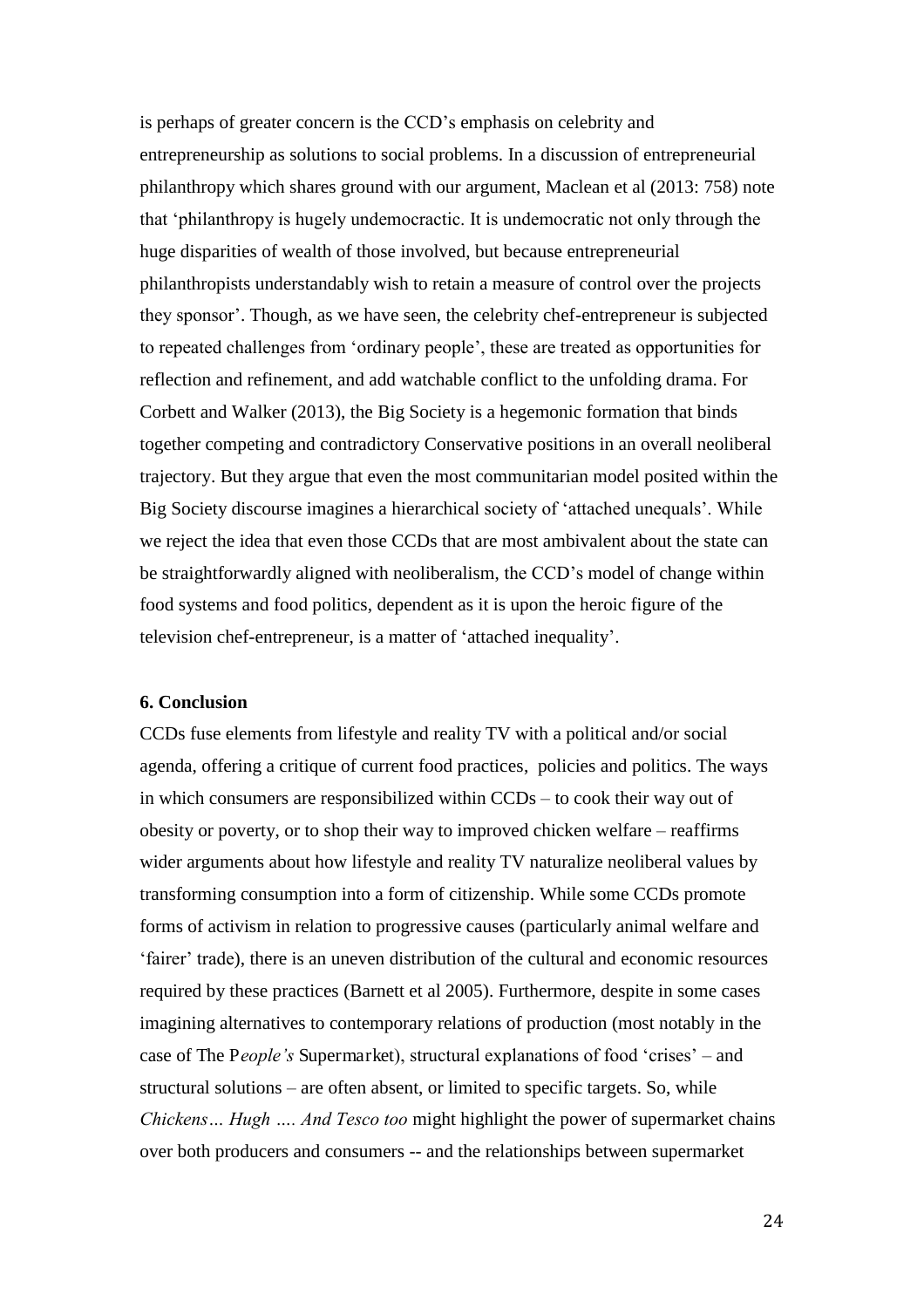is perhaps of greater concern is the CCD's emphasis on celebrity and entrepreneurship as solutions to social problems. In a discussion of entrepreneurial philanthropy which shares ground with our argument, Maclean et al (2013: 758) note that 'philanthropy is hugely undemocractic. It is undemocratic not only through the huge disparities of wealth of those involved, but because entrepreneurial philanthropists understandably wish to retain a measure of control over the projects they sponsor'. Though, as we have seen, the celebrity chef-entrepreneur is subjected to repeated challenges from 'ordinary people', these are treated as opportunities for reflection and refinement, and add watchable conflict to the unfolding drama. For Corbett and Walker (2013), the Big Society is a hegemonic formation that binds together competing and contradictory Conservative positions in an overall neoliberal trajectory. But they argue that even the most communitarian model posited within the Big Society discourse imagines a hierarchical society of 'attached unequals'. While we reject the idea that even those CCDs that are most ambivalent about the state can be straightforwardly aligned with neoliberalism, the CCD's model of change within food systems and food politics, dependent as it is upon the heroic figure of the television chef-entrepreneur, is a matter of 'attached inequality'.

**6. Conclusion**

CCDs fuse elements from lifestyle and reality TV with a political and/or social agenda, offering a critique of current food practices, policies and politics. The ways in which consumers are responsibilized within CCDs – to cook their way out of obesity or poverty, or to shop their way to improved chicken welfare – reaffirms wider arguments about how lifestyle and reality TV naturalize neoliberal values by transforming consumption into a form of citizenship. While some CCDs promote forms of activism in relation to progressive causes (particularly animal welfare and 'fairer' trade), there is an uneven distribution of the cultural and economic resources required by these practices (Barnett et al 2005). Furthermore, despite in some cases imagining alternatives to contemporary relations of production (most notably in the case of The P*eople's* Supermarket), structural explanations of food 'crises' – and structural solutions – are often absent, or limited to specific targets. So, while *Chickens… Hugh …. And Tesco too* might highlight the power of supermarket chains over both producers and consumers -- and the relationships between supermarket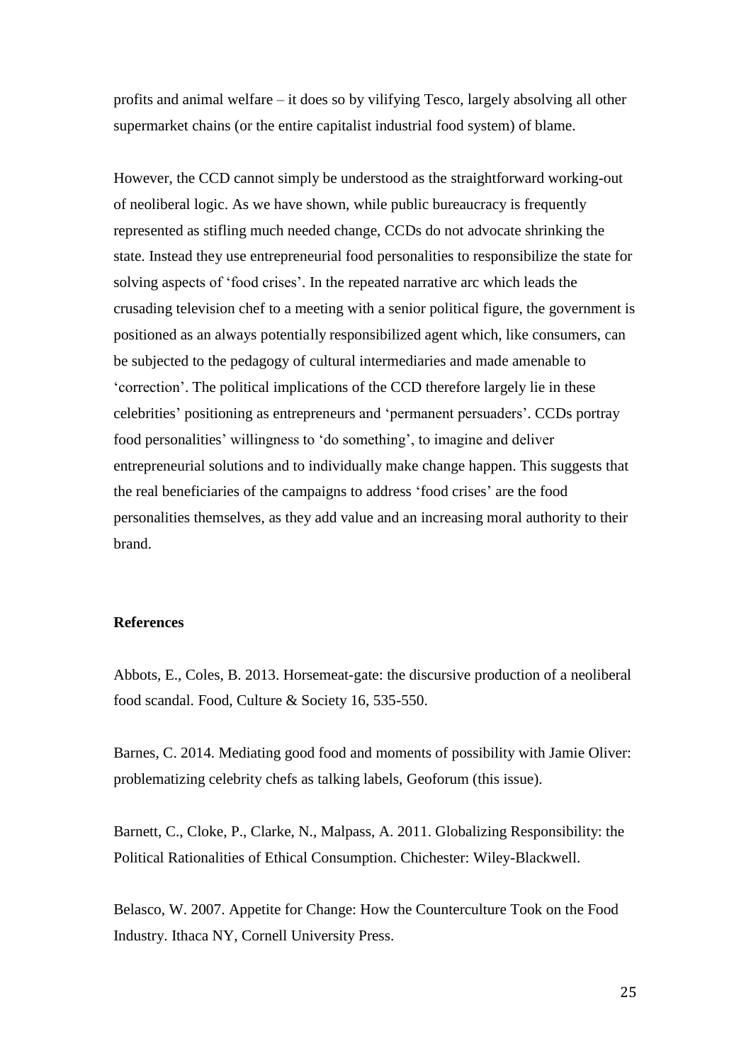profits and animal welfare – it does so by vilifying Tesco, largely absolving all other supermarket chains (or the entire capitalist industrial food system) of blame.

However, the CCD cannot simply be understood as the straightforward working-out of neoliberal logic. As we have shown, while public bureaucracy is frequently represented as stifling much needed change, CCDs do not advocate shrinking the state. Instead they use entrepreneurial food personalities to responsibilize the state for solving aspects of 'food crises'. In the repeated narrative arc which leads the crusading television chef to a meeting with a senior political figure, the government is positioned as an always potentially responsibilized agent which, like consumers, can be subjected to the pedagogy of cultural intermediaries and made amenable to 'correction'. The political implications of the CCD therefore largely lie in these celebrities' positioning as entrepreneurs and 'permanent persuaders'. CCDs portray food personalities' willingness to 'do something', to imagine and deliver entrepreneurial solutions and to individually make change happen. This suggests that the real beneficiaries of the campaigns to address 'food crises' are the food personalities themselves, as they add value and an increasing moral authority to their brand.

## References

Abbots, E., Coles, B. 2013. Horsemeat-gate: the discursive production of a neoliberal food scandal. Food, Culture & Society 16, 535-550.

Barnes, C. 2014. Mediating good food and moments of possibility with Jamie Oliver: problematizing celebrity chefs as talking labels, Geoforum (this issue).

Barnett, C., Cloke, P., Clarke, N., Malpass, A. 2011. Globalizing Responsibility: the Political Rationalities of Ethical Consumption. Chichester: Wiley-Blackwell.

Belasco, W. 2007. Appetite for Change: How the Counterculture Took on the Food Industry. Ithaca NY, Cornell University Press.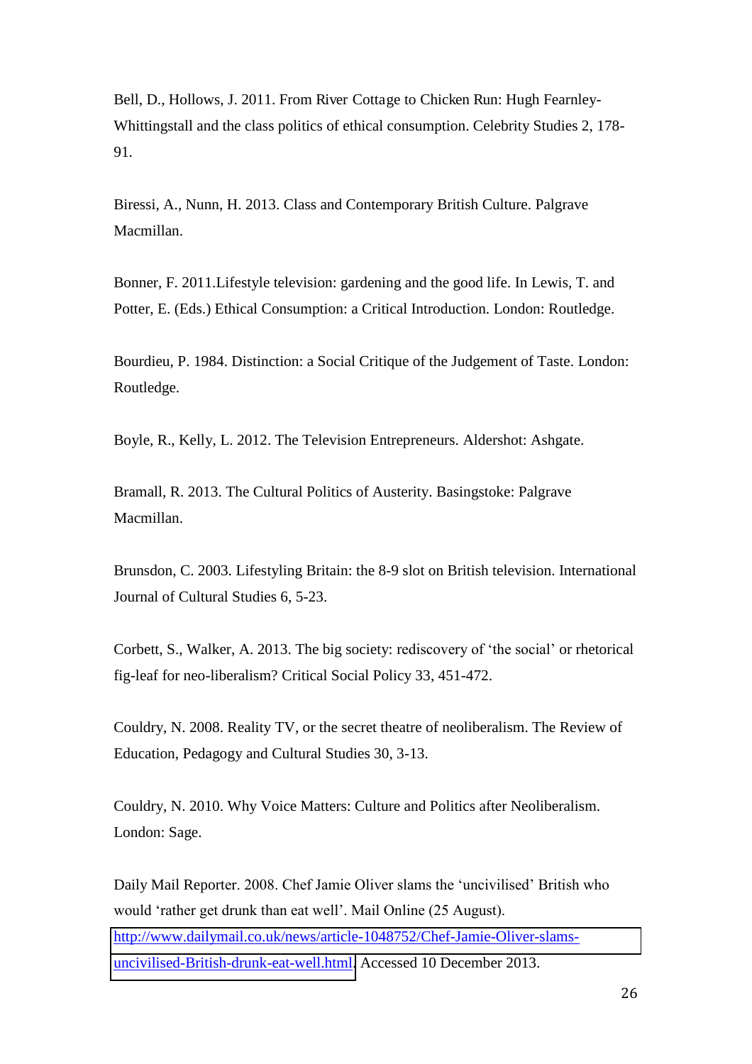Bell, D., Hollows, J. 2011. From River Cottage to Chicken Run: Hugh Fearnley-Whittingstall and the class politics of ethical consumption. Celebrity Studies 2, 178-91.

Biressi, A., Nunn, H. 2013. Class and Contemporary British Culture. Palgrave Macmillan.

Bonner, F. 2011.Lifestyle television: gardening and the good life. In Lewis, T. and Potter, E. (Eds.) Ethical Consumption: a Critical Introduction. London: Routledge.

Bourdieu, P. 1984. Distinction: a Social Critique of the Judgement of Taste. London: Routledge.

Boyle, R., Kelly, L. 2012. The Television Entrepreneurs. Aldershot: Ashgate.

Bramall, R. 2013. The Cultural Politics of Austerity. Basingstoke: Palgrave Macmillan.

Brunsdon, C. 2003. Lifestyling Britain: the 8-9 slot on British television. International Journal of Cultural Studies 6, 5-23.

Corbett, S., Walker, A. 2013. The big society: rediscovery of 'the social' or rhetorical fig-leaf for neo-liberalism? Critical Social Policy 33, 451-472.

Couldry, N. 2008. Reality TV, or the secret theatre of neoliberalism. The Review of Education, Pedagogy and Cultural Studies 30, 3-13.

Couldry, N. 2010. Why Voice Matters: Culture and Politics after Neoliberalism. London: Sage.

Daily Mail Reporter. 2008. Chef Jamie Oliver slams the 'uncivilised' British who would 'rather get drunk than eat well'. Mail Online (25 August). http://www.dailymail.co.uk/news/article-1048752/Chef-Jamie-Oliver-slams-uncivilised-British-drunk-eat-well.html Accessed 10 December 2013.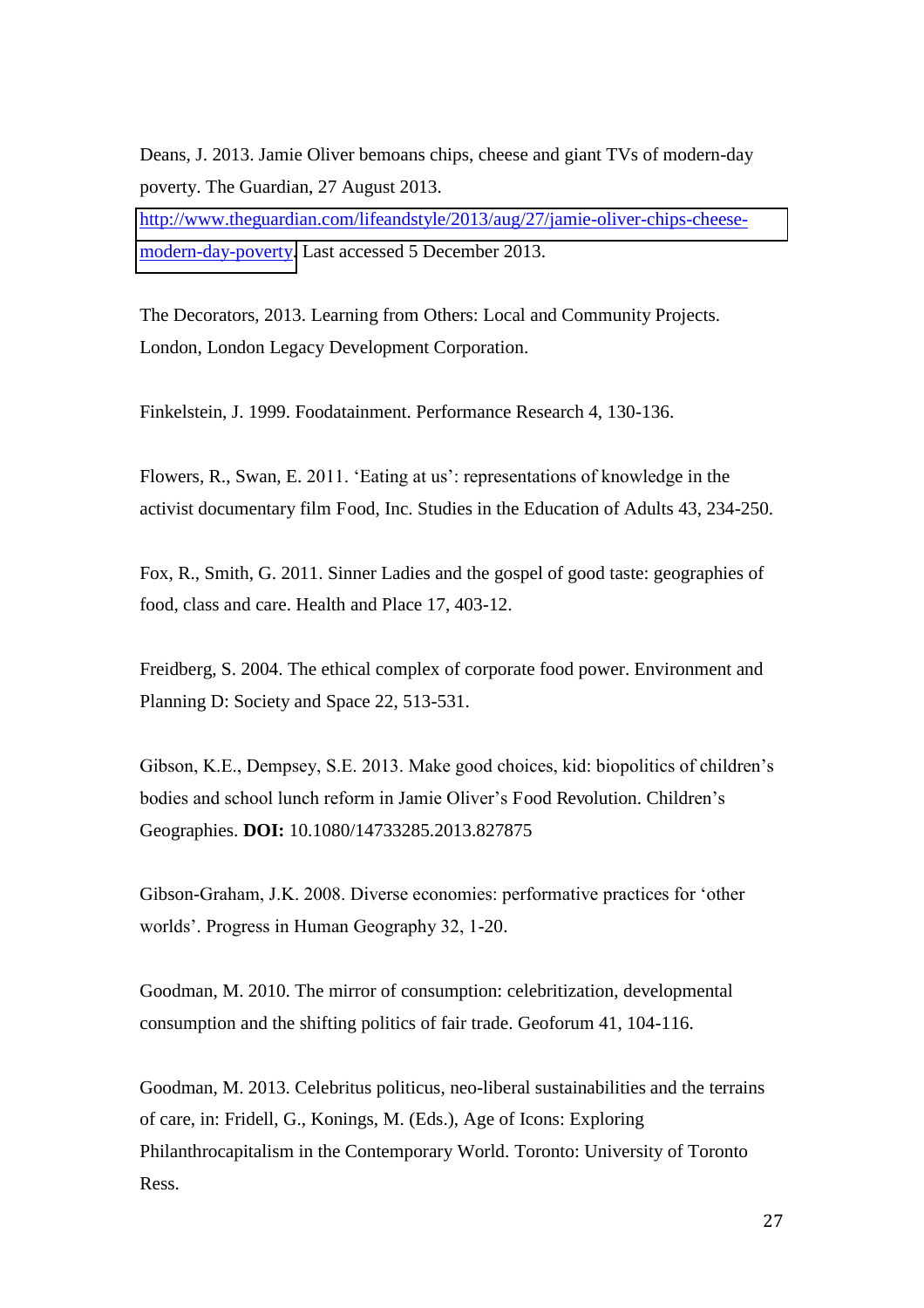Deans, J. 2013. Jamie Oliver bemoans chips, cheese and giant TVs of modern-day poverty. The Guardian, 27 August 2013. http://www.theguardian.com/lifeandstyle/2013/aug/27/jamie-oliver-chips-cheese-modern-day-poverty. Last accessed 5 December 2013.

The Decorators, 2013. Learning from Others: Local and Community Projects. London, London Legacy Development Corporation.

Finkelstein, J. 1999. Foodatainment. Performance Research 4, 130-136.

Flowers, R., Swan, E. 2011. 'Eating at us': representations of knowledge in the activist documentary film Food, Inc. Studies in the Education of Adults 43, 234-250.

Fox, R., Smith, G. 2011. Sinner Ladies and the gospel of good taste: geographies of food, class and care. Health and Place 17, 403-12.

Freidberg, S. 2004. The ethical complex of corporate food power. Environment and Planning D: Society and Space 22, 513-531.

Gibson, K.E., Dempsey, S.E. 2013. Make good choices, kid: biopolitics of children's bodies and school lunch reform in Jamie Oliver's Food Revolution. Children's Geographies. **DOI:** 10.1080/14733285.2013.827875

Gibson-Graham, J.K. 2008. Diverse economies: performative practices for 'other worlds'. Progress in Human Geography 32, 1-20.

Goodman, M. 2010. The mirror of consumption: celebritization, developmental consumption and the shifting politics of fair trade. Geoforum 41, 104-116.

Goodman, M. 2013. Celebritus politicus, neo-liberal sustainabilities and the terrains of care, in: Fridell, G., Konings, M. (Eds.), Age of Icons: Exploring Philanthrocapitalism in the Contemporary World. Toronto: University of Toronto Ress.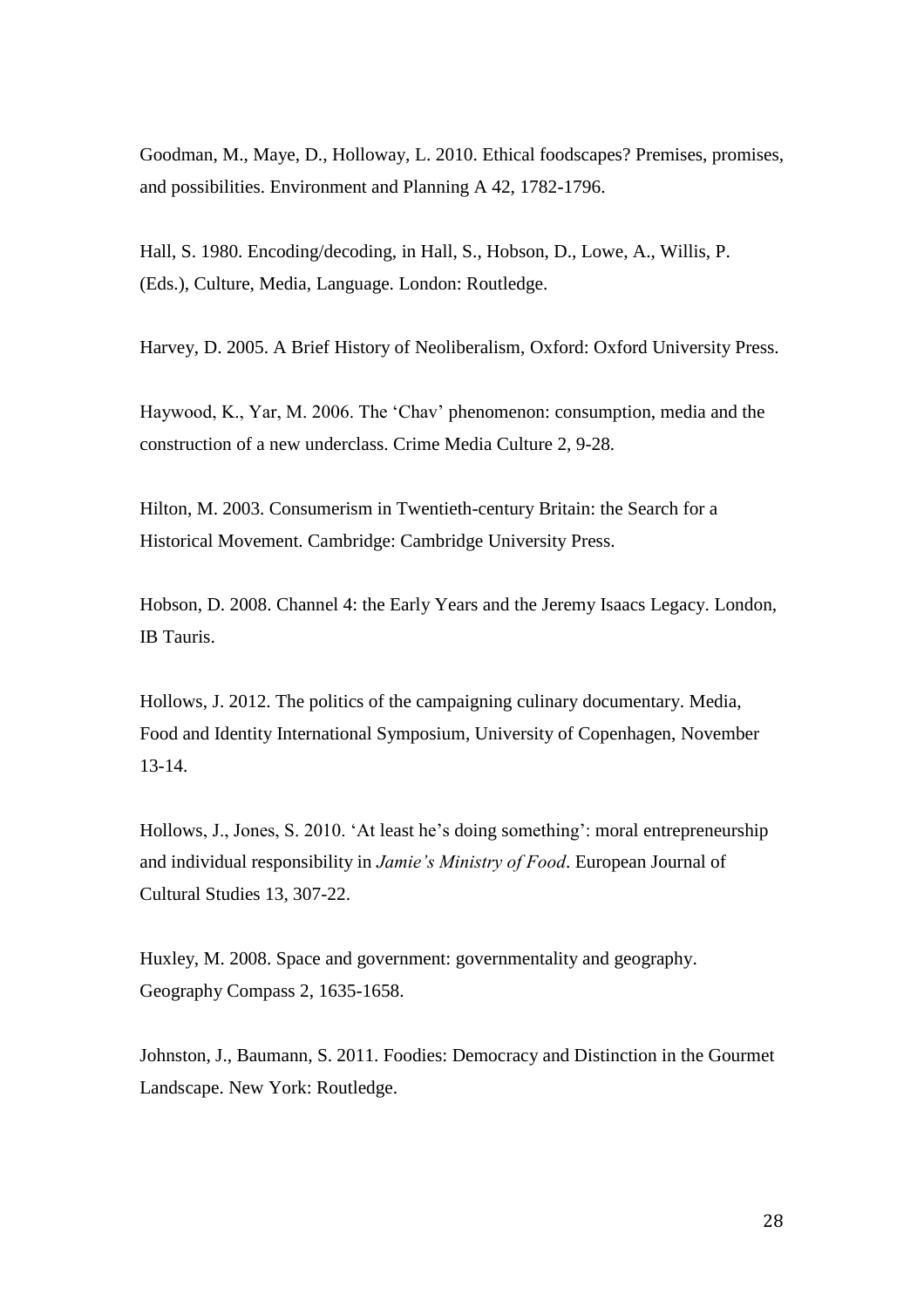Goodman, M., Maye, D., Holloway, L. 2010. Ethical foodscapes? Premises, promises, and possibilities. Environment and Planning A 42, 1782-1796.

Hall, S. 1980. Encoding/decoding, in Hall, S., Hobson, D., Lowe, A., Willis, P. (Eds.), Culture, Media, Language. London: Routledge.

Harvey, D. 2005. A Brief History of Neoliberalism, Oxford: Oxford University Press.

Haywood, K., Yar, M. 2006. The 'Chav' phenomenon: consumption, media and the construction of a new underclass. Crime Media Culture 2, 9-28.

Hilton, M. 2003. Consumerism in Twentieth-century Britain: the Search for a Historical Movement. Cambridge: Cambridge University Press.

Hobson, D. 2008. Channel 4: the Early Years and the Jeremy Isaacs Legacy. London, IB Tauris.

Hollows, J. 2012. The politics of the campaigning culinary documentary. Media, Food and Identity International Symposium, University of Copenhagen, November 13-14.

Hollows, J., Jones, S. 2010. 'At least he's doing something': moral entrepreneurship and individual responsibility in *Jamie's Ministry of Food*. European Journal of Cultural Studies 13, 307-22.

Huxley, M. 2008. Space and government: governmentality and geography. Geography Compass 2, 1635-1658.

Johnston, J., Baumann, S. 2011. Foodies: Democracy and Distinction in the Gourmet Landscape. New York: Routledge.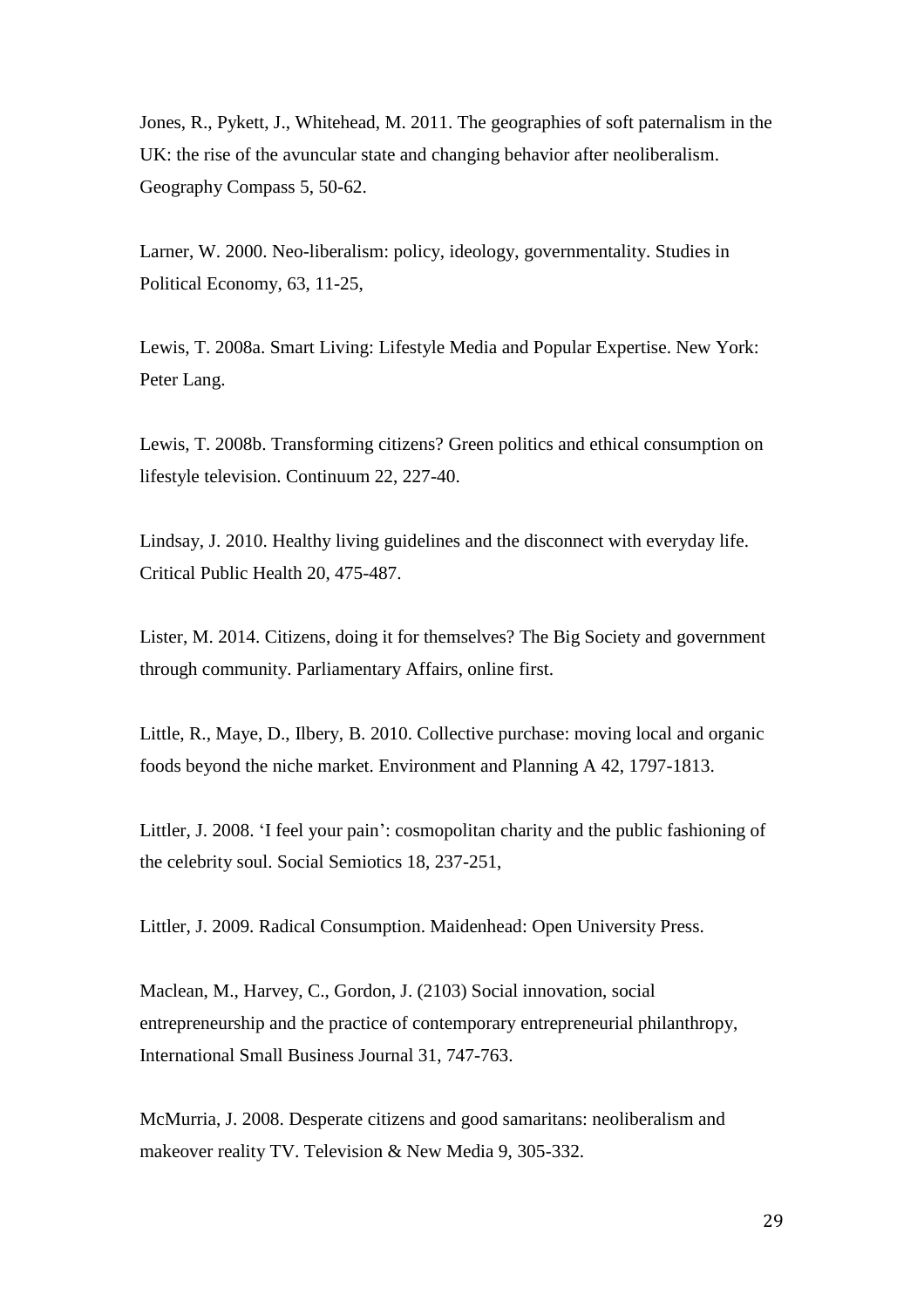Jones, R., Pykett, J., Whitehead, M. 2011. The geographies of soft paternalism in the UK: the rise of the avuncular state and changing behavior after neoliberalism. Geography Compass 5, 50-62.

Larner, W. 2000. Neo-liberalism: policy, ideology, governmentality. Studies in Political Economy, 63, 11-25,

Lewis, T. 2008a. Smart Living: Lifestyle Media and Popular Expertise. New York: Peter Lang.

Lewis, T. 2008b. Transforming citizens? Green politics and ethical consumption on lifestyle television. Continuum 22, 227-40.

Lindsay, J. 2010. Healthy living guidelines and the disconnect with everyday life. Critical Public Health 20, 475-487.

Lister, M. 2014. Citizens, doing it for themselves? The Big Society and government through community. Parliamentary Affairs, online first.

Little, R., Maye, D., Ilbery, B. 2010. Collective purchase: moving local and organic foods beyond the niche market. Environment and Planning A 42, 1797-1813.

Littler, J. 2008. 'I feel your pain': cosmopolitan charity and the public fashioning of the celebrity soul. Social Semiotics 18, 237-251,

Littler, J. 2009. Radical Consumption. Maidenhead: Open University Press.

Maclean, M., Harvey, C., Gordon, J. (2103) Social innovation, social entrepreneurship and the practice of contemporary entrepreneurial philanthropy, International Small Business Journal 31, 747-763.

McMurria, J. 2008. Desperate citizens and good samaritans: neoliberalism and makeover reality TV. Television & New Media 9, 305-332.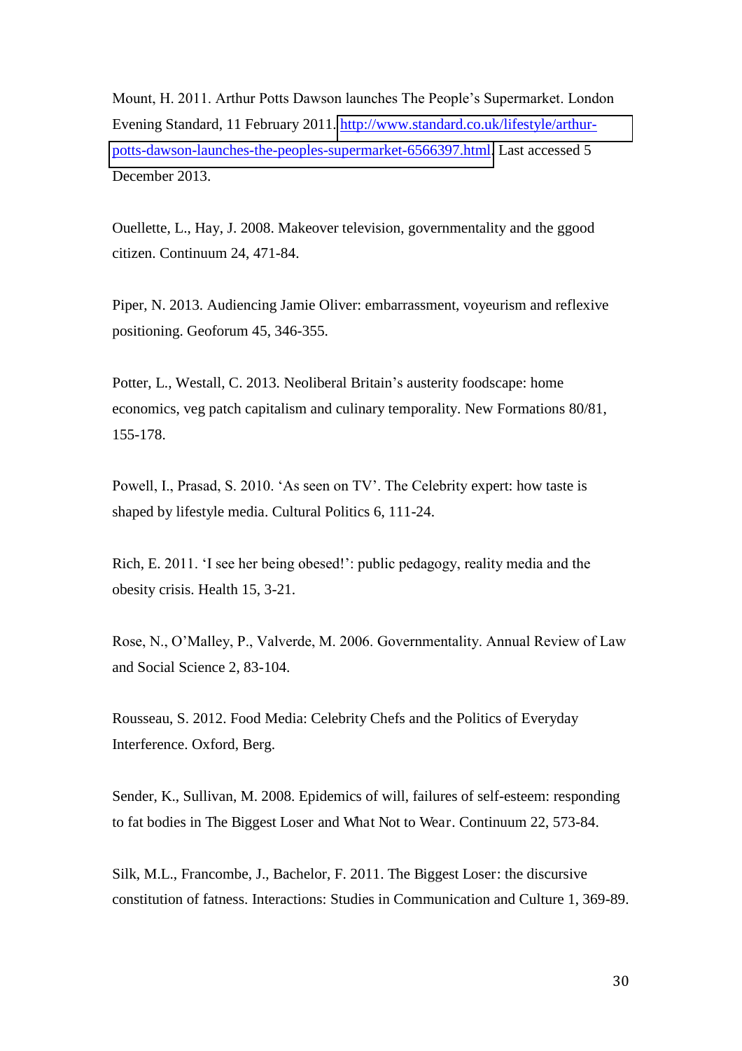Mount, H. 2011. Arthur Potts Dawson launches The People's Supermarket. London Evening Standard, 11 February 2011. http://www.standard.co.uk/lifestyle/arthur-potts-dawson-launches-the-peoples-supermarket-6566397.html. Last accessed 5 December 2013.

Ouellette, L., Hay, J. 2008. Makeover television, governmentality and the ggood citizen. Continuum 24, 471-84.

Piper, N. 2013. Audiencing Jamie Oliver: embarrassment, voyeurism and reflexive positioning. Geoforum 45, 346-355.

Potter, L., Westall, C. 2013. Neoliberal Britain's austerity foodscape: home economics, veg patch capitalism and culinary temporality. New Formations 80/81, 155-178.

Powell, I., Prasad, S. 2010. 'As seen on TV'. The Celebrity expert: how taste is shaped by lifestyle media. Cultural Politics 6, 111-24.

Rich, E. 2011. 'I see her being obesed!': public pedagogy, reality media and the obesity crisis. Health 15, 3-21.

Rose, N., O'Malley, P., Valverde, M. 2006. Governmentality. Annual Review of Law and Social Science 2, 83-104.

Rousseau, S. 2012. Food Media: Celebrity Chefs and the Politics of Everyday Interference. Oxford, Berg.

Sender, K., Sullivan, M. 2008. Epidemics of will, failures of self-esteem: responding to fat bodies in The Biggest Loser and What Not to Wear. Continuum 22, 573-84.

Silk, M.L., Francombe, J., Bachelor, F. 2011. The Biggest Loser: the discursive constitution of fatness. Interactions: Studies in Communication and Culture 1, 369-89.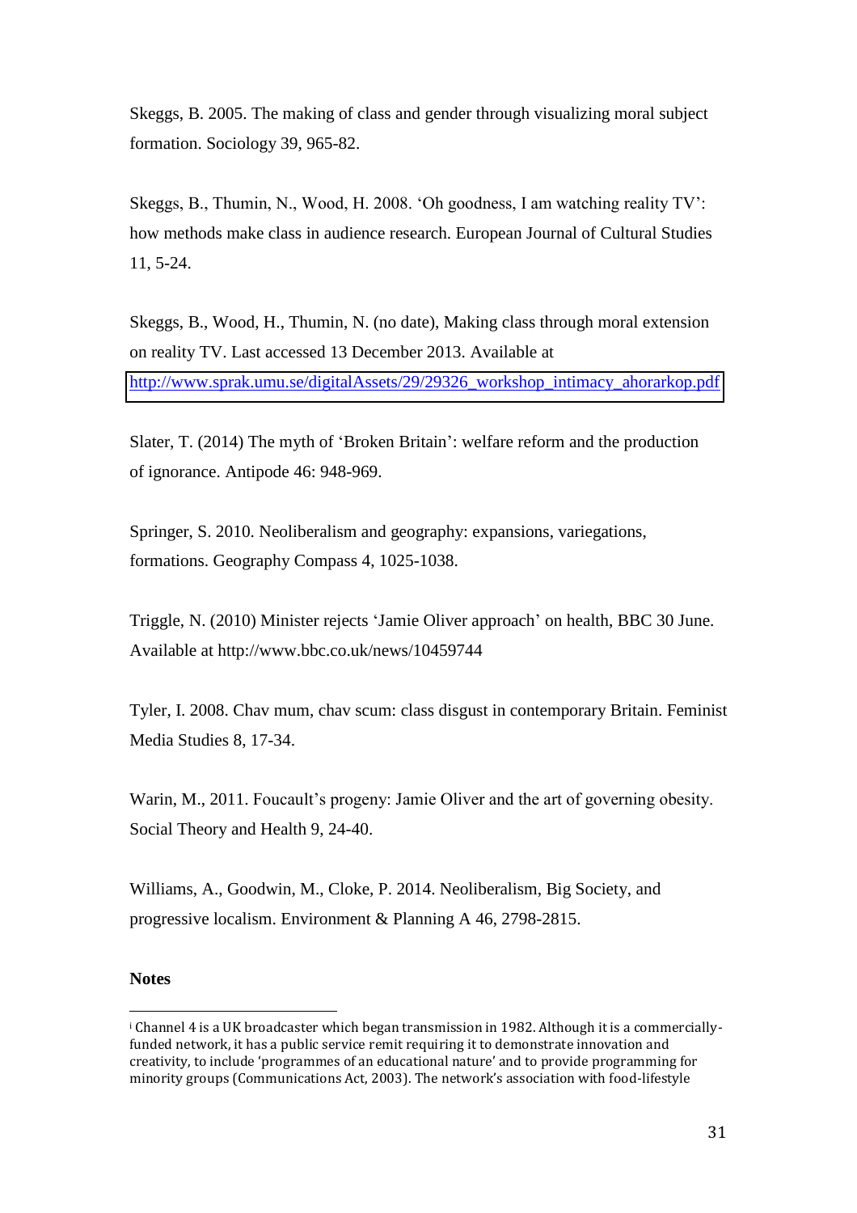Skeggs, B. 2005. The making of class and gender through visualizing moral subject formation. Sociology 39, 965-82.

Skeggs, B., Thumin, N., Wood, H. 2008. 'Oh goodness, I am watching reality TV': how methods make class in audience research. European Journal of Cultural Studies 11, 5-24.

Skeggs, B., Wood, H., Thumin, N. (no date), Making class through moral extension on reality TV. Last accessed 13 December 2013. Available at http://www.sprak.umu.se/digitalAssets/29/29326_workshop_intimacy_ahorarkop.pdf

Slater, T. (2014) The myth of 'Broken Britain': welfare reform and the production of ignorance. Antipode 46: 948-969.

Springer, S. 2010. Neoliberalism and geography: expansions, variegations, formations. Geography Compass 4, 1025-1038.

Triggle, N. (2010) Minister rejects 'Jamie Oliver approach' on health, BBC 30 June. Available at http://www.bbc.co.uk/news/10459744

Tyler, I. 2008. Chav mum, chav scum: class disgust in contemporary Britain. Feminist Media Studies 8, 17-34.

Warin, M., 2011. Foucault's progeny: Jamie Oliver and the art of governing obesity. Social Theory and Health 9, 24-40.

Williams, A., Goodwin, M., Cloke, P. 2014. Neoliberalism, Big Society, and progressive localism. Environment & Planning A 46, 2798-2815.

**Notes**

[i] Channel 4 is a UK broadcaster which began transmission in 1982. Although it is a commercially-funded network, it has a public service remit requiring it to demonstrate innovation and creativity, to include 'programmes of an educational nature' and to provide programming for minority groups (Communications Act, 2003). The network's association with food-lifestyle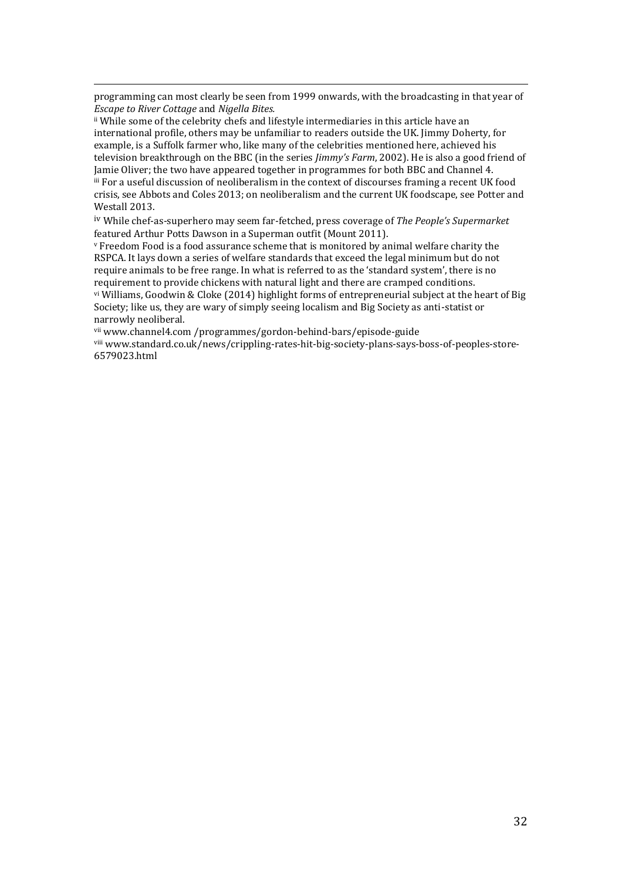programming can most clearly be seen from 1999 onwards, with the broadcasting in that year of *Escape to River Cottage* and *Nigella Bites.*

[ii] While some of the celebrity chefs and lifestyle intermediaries in this article have an international profile, others may be unfamiliar to readers outside the UK. Jimmy Doherty, for example, is a Suffolk farmer who, like many of the celebrities mentioned here, achieved his television breakthrough on the BBC (in the series *Jimmy's Farm*, 2002). He is also a good friend of Jamie Oliver; the two have appeared together in programmes for both BBC and Channel 4.

[iii] For a useful discussion of neoliberalism in the context of discourses framing a recent UK food crisis, see Abbots and Coles 2013; on neoliberalism and the current UK foodscape, see Potter and Westall 2013.

[iv] While chef-as-superhero may seem far-fetched, press coverage of *The People's Supermarket* featured Arthur Potts Dawson in a Superman outfit (Mount 2011).

[v] Freedom Food is a food assurance scheme that is monitored by animal welfare charity the RSPCA. It lays down a series of welfare standards that exceed the legal minimum but do not require animals to be free range. In what is referred to as the 'standard system', there is no requirement to provide chickens with natural light and there are cramped conditions.

[vi] Williams, Goodwin & Cloke (2014) highlight forms of entrepreneurial subject at the heart of Big Society; like us, they are wary of simply seeing localism and Big Society as anti-statist or narrowly neoliberal.

[vii] www.channel4.com /programmes/gordon-behind-bars/episode-guide

[viii] www.standard.co.uk/news/crippling-rates-hit-big-society-plans-says-boss-of-peoples-store-6579023.html